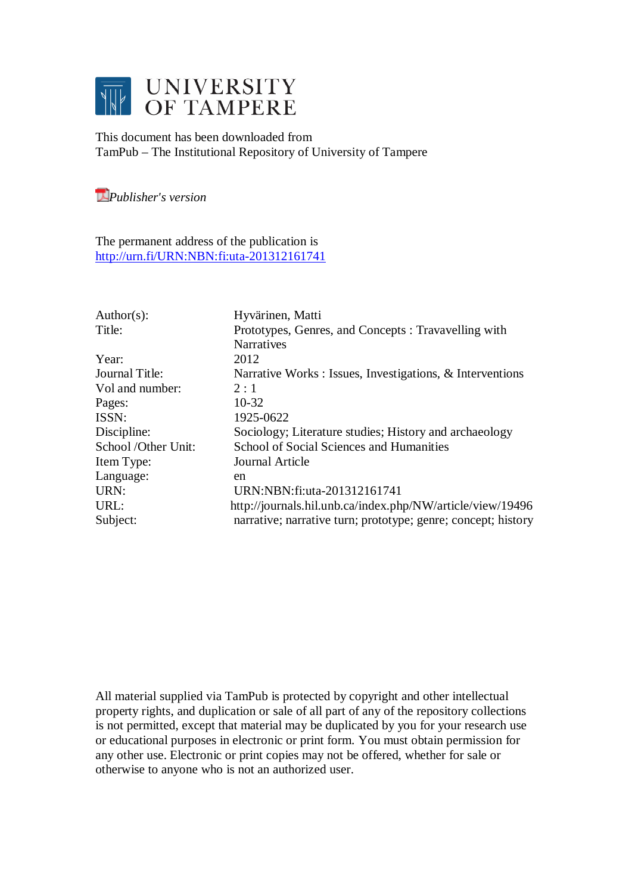# UNIVERSITY OF TAMPERE

This document has been downloaded from
TamPub – The Institutional Repository of University of Tampere

*Publisher's version*

The permanent address of the publication is
[http://urn.fi/URN:NBN:fi:uta-201312161741](http://urn.fi/URN:NBN:fi:uta-201312161741)

| | |
|---|---|
| Author(s): | Hyvärinen, Matti |
| Title: | Prototypes, Genres, and Concepts : Travavelling with Narratives |
| Year: | 2012 |
| Journal Title: | Narrative Works : Issues, Investigations, & Interventions |
| Vol and number: | 2 : 1 |
| Pages: | 10-32 |
| ISSN: | 1925-0622 |
| Discipline: | Sociology; Literature studies; History and archaeology |
| School /Other Unit: | School of Social Sciences and Humanities |
| Item Type: | Journal Article |
| Language: | en |
| URN: | URN:NBN:fi:uta-201312161741 |
| URL: | http://journals.hil.unb.ca/index.php/NW/article/view/19496 |
| Subject: | narrative; narrative turn; prototype; genre; concept; history |

All material supplied via TamPub is protected by copyright and other intellectual property rights, and duplication or sale of all part of any of the repository collections is not permitted, except that material may be duplicated by you for your research use or educational purposes in electronic or print form. You must obtain permission for any other use. Electronic or print copies may not be offered, whether for sale or otherwise to anyone who is not an authorized user.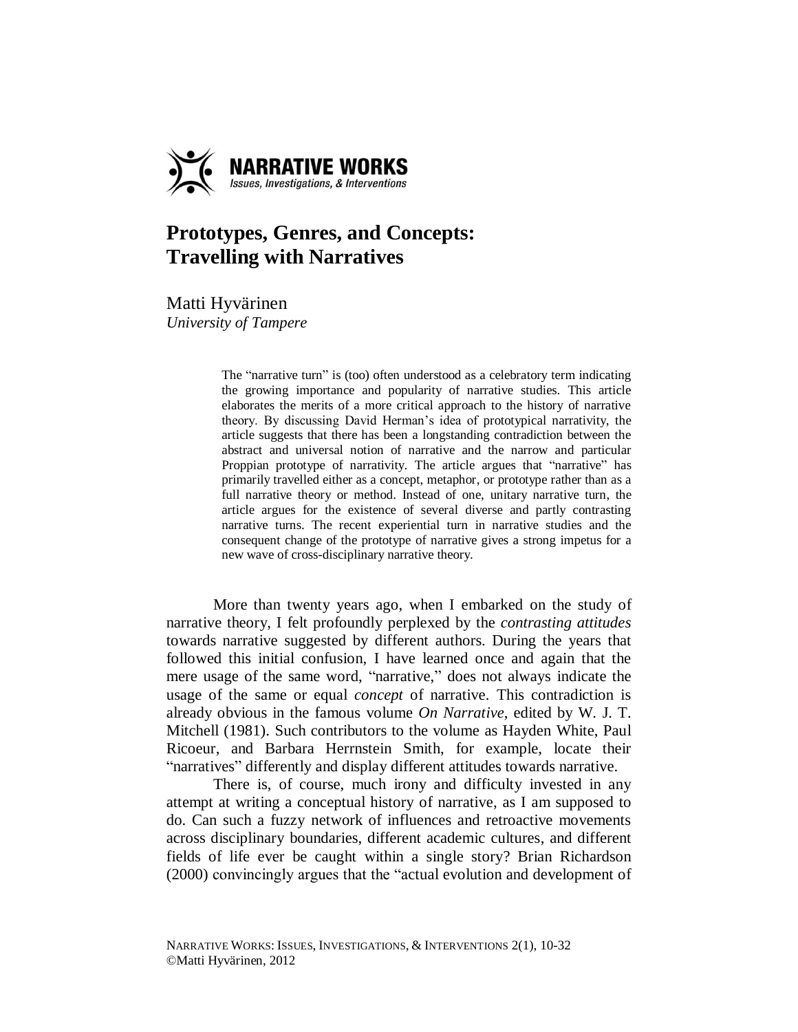# Prototypes, Genres, and Concepts: Travelling with Narratives

Matti Hyvärinen
*University of Tampere*

> The "narrative turn" is (too) often understood as a celebratory term indicating the growing importance and popularity of narrative studies. This article elaborates the merits of a more critical approach to the history of narrative theory. By discussing David Herman's idea of prototypical narrativity, the article suggests that there has been a longstanding contradiction between the abstract and universal notion of narrative and the narrow and particular Proppian prototype of narrativity. The article argues that "narrative" has primarily travelled either as a concept, metaphor, or prototype rather than as a full narrative theory or method. Instead of one, unitary narrative turn, the article argues for the existence of several diverse and partly contrasting narrative turns. The recent experiential turn in narrative studies and the consequent change of the prototype of narrative gives a strong impetus for a new wave of cross-disciplinary narrative theory.

More than twenty years ago, when I embarked on the study of narrative theory, I felt profoundly perplexed by the *contrasting attitudes* towards narrative suggested by different authors. During the years that followed this initial confusion, I have learned once and again that the mere usage of the same word, "narrative," does not always indicate the usage of the same or equal *concept* of narrative. This contradiction is already obvious in the famous volume *On Narrative*, edited by W. J. T. Mitchell (1981). Such contributors to the volume as Hayden White, Paul Ricoeur, and Barbara Herrnstein Smith, for example, locate their "narratives" differently and display different attitudes towards narrative.

There is, of course, much irony and difficulty invested in any attempt at writing a conceptual history of narrative, as I am supposed to do. Can such a fuzzy network of influences and retroactive movements across disciplinary boundaries, different academic cultures, and different fields of life ever be caught within a single story? Brian Richardson (2000) convincingly argues that the "actual evolution and development of

NARRATIVE WORKS: ISSUES, INVESTIGATIONS, & INTERVENTIONS 2(1), 10-32
©Matti Hyvärinen, 2012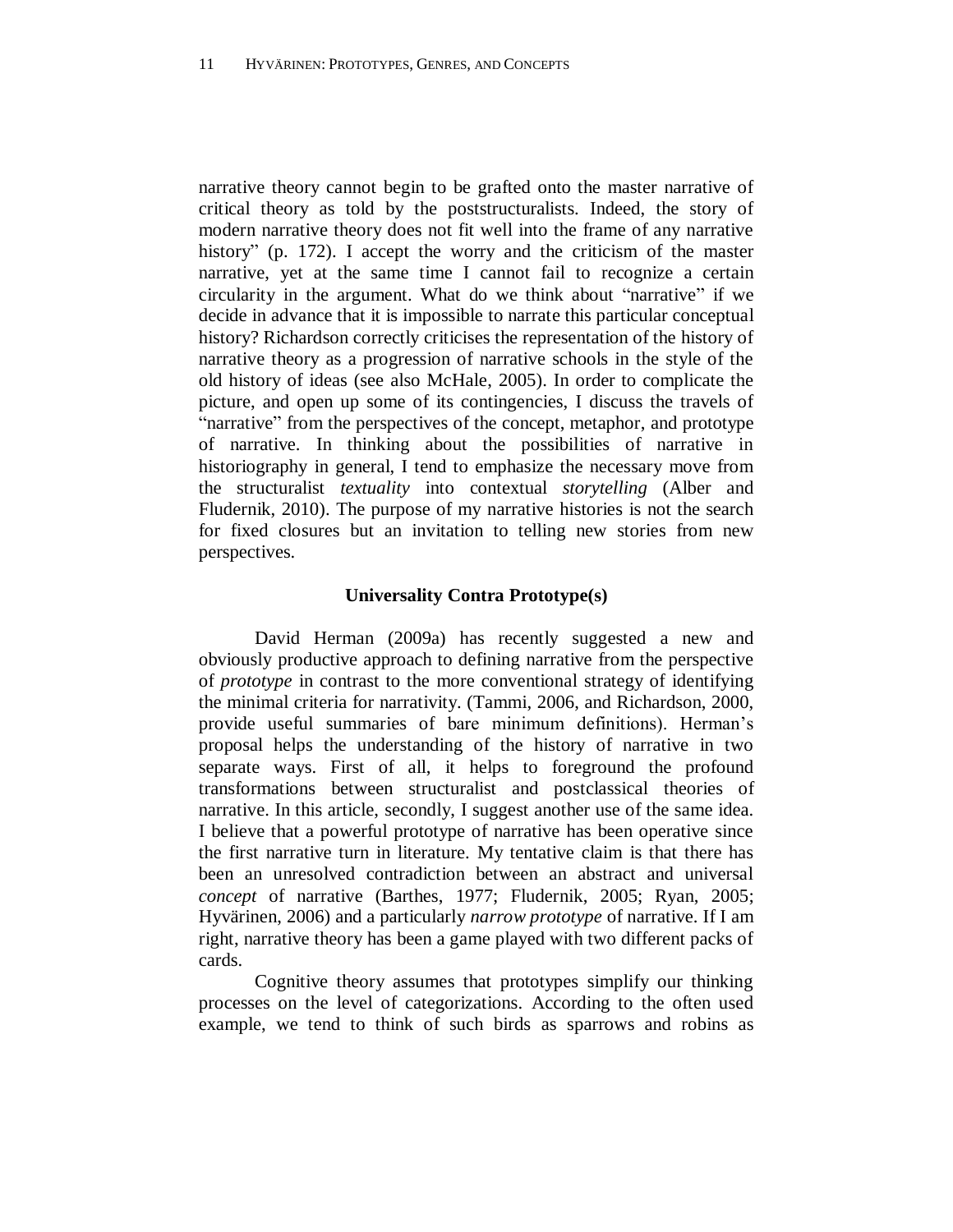narrative theory cannot begin to be grafted onto the master narrative of critical theory as told by the poststructuralists. Indeed, the story of modern narrative theory does not fit well into the frame of any narrative history" (p. 172). I accept the worry and the criticism of the master narrative, yet at the same time I cannot fail to recognize a certain circularity in the argument. What do we think about "narrative" if we decide in advance that it is impossible to narrate this particular conceptual history? Richardson correctly criticises the representation of the history of narrative theory as a progression of narrative schools in the style of the old history of ideas (see also McHale, 2005). In order to complicate the picture, and open up some of its contingencies, I discuss the travels of "narrative" from the perspectives of the concept, metaphor, and prototype of narrative. In thinking about the possibilities of narrative in historiography in general, I tend to emphasize the necessary move from the structuralist *textuality* into contextual *storytelling* (Alber and Fludernik, 2010). The purpose of my narrative histories is not the search for fixed closures but an invitation to telling new stories from new perspectives.

## Universality Contra Prototype(s)

David Herman (2009a) has recently suggested a new and obviously productive approach to defining narrative from the perspective of *prototype* in contrast to the more conventional strategy of identifying the minimal criteria for narrativity. (Tammi, 2006, and Richardson, 2000, provide useful summaries of bare minimum definitions). Herman's proposal helps the understanding of the history of narrative in two separate ways. First of all, it helps to foreground the profound transformations between structuralist and postclassical theories of narrative. In this article, secondly, I suggest another use of the same idea. I believe that a powerful prototype of narrative has been operative since the first narrative turn in literature. My tentative claim is that there has been an unresolved contradiction between an abstract and universal *concept* of narrative (Barthes, 1977; Fludernik, 2005; Ryan, 2005; Hyvärinen, 2006) and a particularly *narrow prototype* of narrative. If I am right, narrative theory has been a game played with two different packs of cards.

Cognitive theory assumes that prototypes simplify our thinking processes on the level of categorizations. According to the often used example, we tend to think of such birds as sparrows and robins as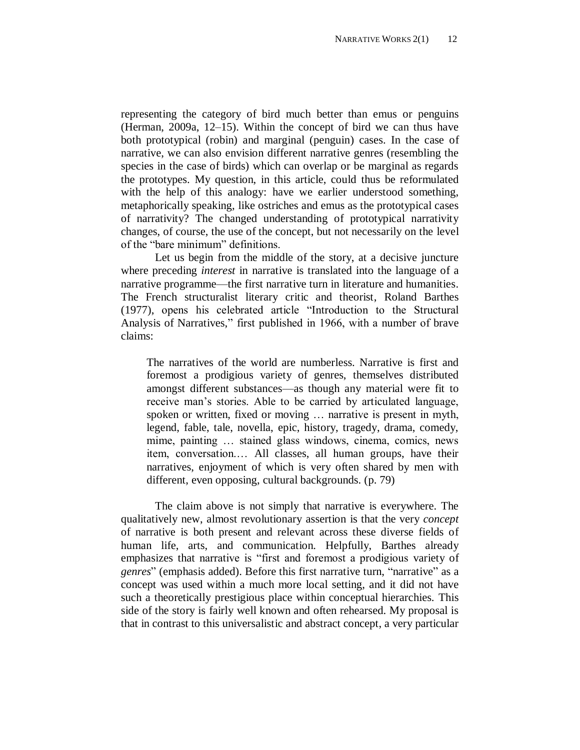representing the category of bird much better than emus or penguins (Herman, 2009a, 12–15). Within the concept of bird we can thus have both prototypical (robin) and marginal (penguin) cases. In the case of narrative, we can also envision different narrative genres (resembling the species in the case of birds) which can overlap or be marginal as regards the prototypes. My question, in this article, could thus be reformulated with the help of this analogy: have we earlier understood something, metaphorically speaking, like ostriches and emus as the prototypical cases of narrativity? The changed understanding of prototypical narrativity changes, of course, the use of the concept, but not necessarily on the level of the "bare minimum" definitions.

Let us begin from the middle of the story, at a decisive juncture where preceding *interest* in narrative is translated into the language of a narrative programme—the first narrative turn in literature and humanities. The French structuralist literary critic and theorist, Roland Barthes (1977), opens his celebrated article "Introduction to the Structural Analysis of Narratives," first published in 1966, with a number of brave claims:

> The narratives of the world are numberless. Narrative is first and foremost a prodigious variety of genres, themselves distributed amongst different substances—as though any material were fit to receive man's stories. Able to be carried by articulated language, spoken or written, fixed or moving … narrative is present in myth, legend, fable, tale, novella, epic, history, tragedy, drama, comedy, mime, painting … stained glass windows, cinema, comics, news item, conversation.… All classes, all human groups, have their narratives, enjoyment of which is very often shared by men with different, even opposing, cultural backgrounds. (p. 79)

The claim above is not simply that narrative is everywhere. The qualitatively new, almost revolutionary assertion is that the very *concept* of narrative is both present and relevant across these diverse fields of human life, arts, and communication. Helpfully, Barthes already emphasizes that narrative is "first and foremost a prodigious variety of *genres*" (emphasis added). Before this first narrative turn, "narrative" as a concept was used within a much more local setting, and it did not have such a theoretically prestigious place within conceptual hierarchies. This side of the story is fairly well known and often rehearsed. My proposal is that in contrast to this universalistic and abstract concept, a very particular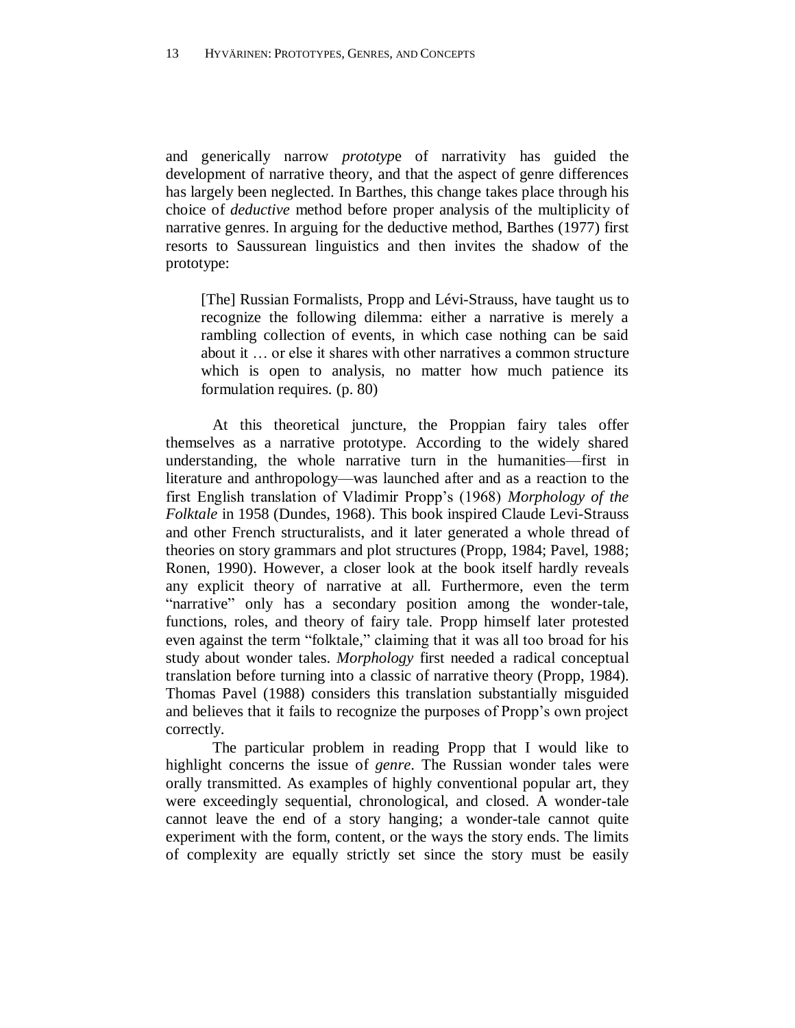and generically narrow *prototyp*e of narrativity has guided the development of narrative theory, and that the aspect of genre differences has largely been neglected. In Barthes, this change takes place through his choice of *deductive* method before proper analysis of the multiplicity of narrative genres. In arguing for the deductive method, Barthes (1977) first resorts to Saussurean linguistics and then invites the shadow of the prototype:

> [The] Russian Formalists, Propp and Lévi-Strauss, have taught us to recognize the following dilemma: either a narrative is merely a rambling collection of events, in which case nothing can be said about it … or else it shares with other narratives a common structure which is open to analysis, no matter how much patience its formulation requires. (p. 80)

At this theoretical juncture, the Proppian fairy tales offer themselves as a narrative prototype. According to the widely shared understanding, the whole narrative turn in the humanities—first in literature and anthropology—was launched after and as a reaction to the first English translation of Vladimir Propp's (1968) *Morphology of the Folktale* in 1958 (Dundes, 1968). This book inspired Claude Levi-Strauss and other French structuralists, and it later generated a whole thread of theories on story grammars and plot structures (Propp, 1984; Pavel, 1988; Ronen, 1990). However, a closer look at the book itself hardly reveals any explicit theory of narrative at all. Furthermore, even the term "narrative" only has a secondary position among the wonder-tale, functions, roles, and theory of fairy tale. Propp himself later protested even against the term "folktale," claiming that it was all too broad for his study about wonder tales. *Morphology* first needed a radical conceptual translation before turning into a classic of narrative theory (Propp, 1984). Thomas Pavel (1988) considers this translation substantially misguided and believes that it fails to recognize the purposes of Propp's own project correctly.

The particular problem in reading Propp that I would like to highlight concerns the issue of *genre*. The Russian wonder tales were orally transmitted. As examples of highly conventional popular art, they were exceedingly sequential, chronological, and closed. A wonder-tale cannot leave the end of a story hanging; a wonder-tale cannot quite experiment with the form, content, or the ways the story ends. The limits of complexity are equally strictly set since the story must be easily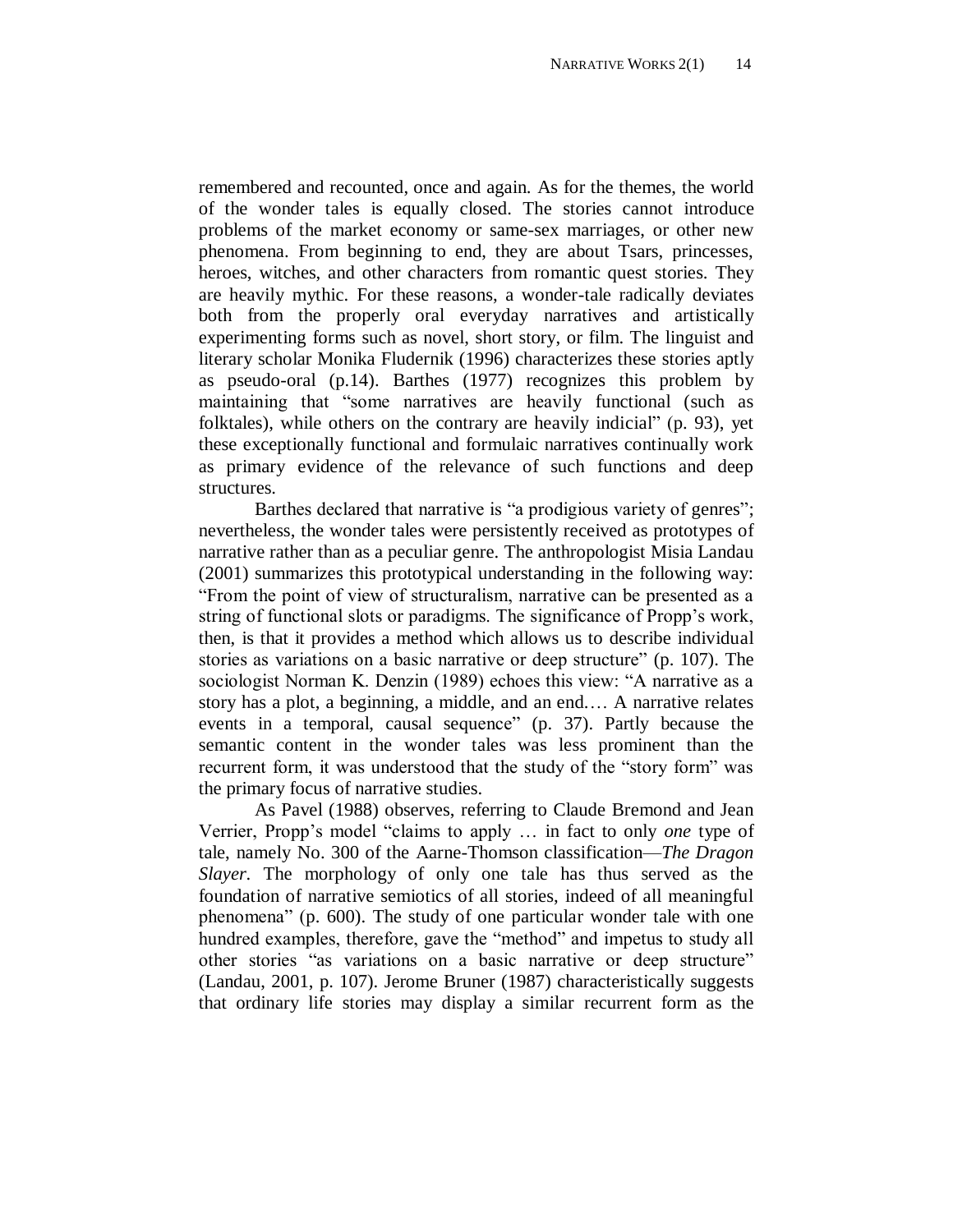remembered and recounted, once and again. As for the themes, the world of the wonder tales is equally closed. The stories cannot introduce problems of the market economy or same-sex marriages, or other new phenomena. From beginning to end, they are about Tsars, princesses, heroes, witches, and other characters from romantic quest stories. They are heavily mythic. For these reasons, a wonder-tale radically deviates both from the properly oral everyday narratives and artistically experimenting forms such as novel, short story, or film. The linguist and literary scholar Monika Fludernik (1996) characterizes these stories aptly as pseudo-oral (p.14). Barthes (1977) recognizes this problem by maintaining that "some narratives are heavily functional (such as folktales), while others on the contrary are heavily indicial" (p. 93), yet these exceptionally functional and formulaic narratives continually work as primary evidence of the relevance of such functions and deep structures.

Barthes declared that narrative is "a prodigious variety of genres"; nevertheless, the wonder tales were persistently received as prototypes of narrative rather than as a peculiar genre. The anthropologist Misia Landau (2001) summarizes this prototypical understanding in the following way: "From the point of view of structuralism, narrative can be presented as a string of functional slots or paradigms. The significance of Propp's work, then, is that it provides a method which allows us to describe individual stories as variations on a basic narrative or deep structure" (p. 107). The sociologist Norman K. Denzin (1989) echoes this view: "A narrative as a story has a plot, a beginning, a middle, and an end.… A narrative relates events in a temporal, causal sequence" (p. 37). Partly because the semantic content in the wonder tales was less prominent than the recurrent form, it was understood that the study of the "story form" was the primary focus of narrative studies.

As Pavel (1988) observes, referring to Claude Bremond and Jean Verrier, Propp's model "claims to apply … in fact to only *one* type of tale, namely No. 300 of the Aarne-Thomson classification—*The Dragon Slayer*. The morphology of only one tale has thus served as the foundation of narrative semiotics of all stories, indeed of all meaningful phenomena" (p. 600). The study of one particular wonder tale with one hundred examples, therefore, gave the "method" and impetus to study all other stories "as variations on a basic narrative or deep structure" (Landau, 2001, p. 107). Jerome Bruner (1987) characteristically suggests that ordinary life stories may display a similar recurrent form as the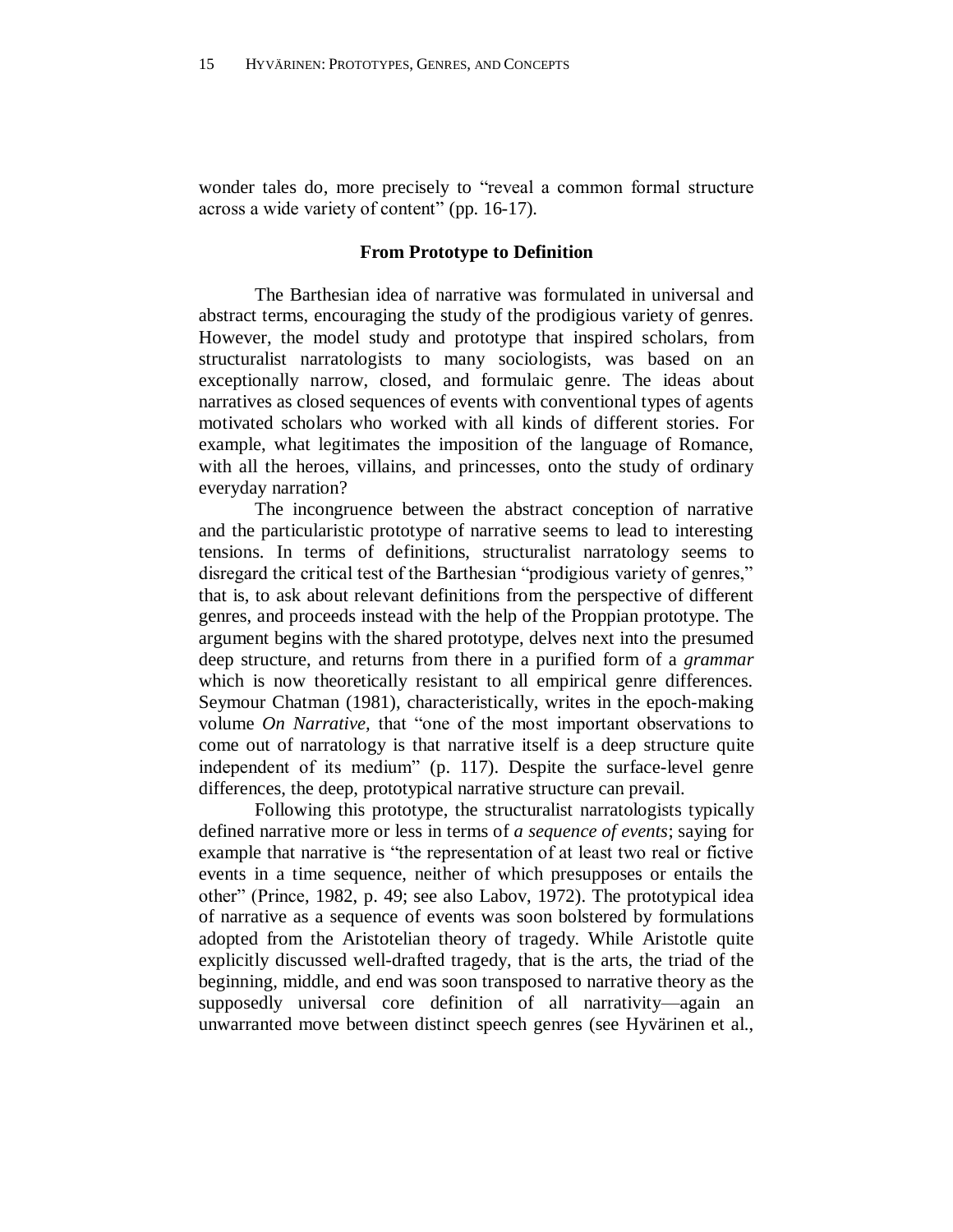wonder tales do, more precisely to "reveal a common formal structure across a wide variety of content" (pp. 16-17).

## From Prototype to Definition

The Barthesian idea of narrative was formulated in universal and abstract terms, encouraging the study of the prodigious variety of genres. However, the model study and prototype that inspired scholars, from structuralist narratologists to many sociologists, was based on an exceptionally narrow, closed, and formulaic genre. The ideas about narratives as closed sequences of events with conventional types of agents motivated scholars who worked with all kinds of different stories. For example, what legitimates the imposition of the language of Romance, with all the heroes, villains, and princesses, onto the study of ordinary everyday narration?

The incongruence between the abstract conception of narrative and the particularistic prototype of narrative seems to lead to interesting tensions. In terms of definitions, structuralist narratology seems to disregard the critical test of the Barthesian "prodigious variety of genres," that is, to ask about relevant definitions from the perspective of different genres, and proceeds instead with the help of the Proppian prototype. The argument begins with the shared prototype, delves next into the presumed deep structure, and returns from there in a purified form of a *grammar* which is now theoretically resistant to all empirical genre differences. Seymour Chatman (1981), characteristically, writes in the epoch-making volume *On Narrative,* that "one of the most important observations to come out of narratology is that narrative itself is a deep structure quite independent of its medium" (p. 117). Despite the surface-level genre differences, the deep, prototypical narrative structure can prevail.

Following this prototype, the structuralist narratologists typically defined narrative more or less in terms of *a sequence of events*; saying for example that narrative is "the representation of at least two real or fictive events in a time sequence, neither of which presupposes or entails the other" (Prince, 1982, p. 49; see also Labov, 1972). The prototypical idea of narrative as a sequence of events was soon bolstered by formulations adopted from the Aristotelian theory of tragedy. While Aristotle quite explicitly discussed well-drafted tragedy, that is the arts, the triad of the beginning, middle, and end was soon transposed to narrative theory as the supposedly universal core definition of all narrativity—again an unwarranted move between distinct speech genres (see Hyvärinen et al.,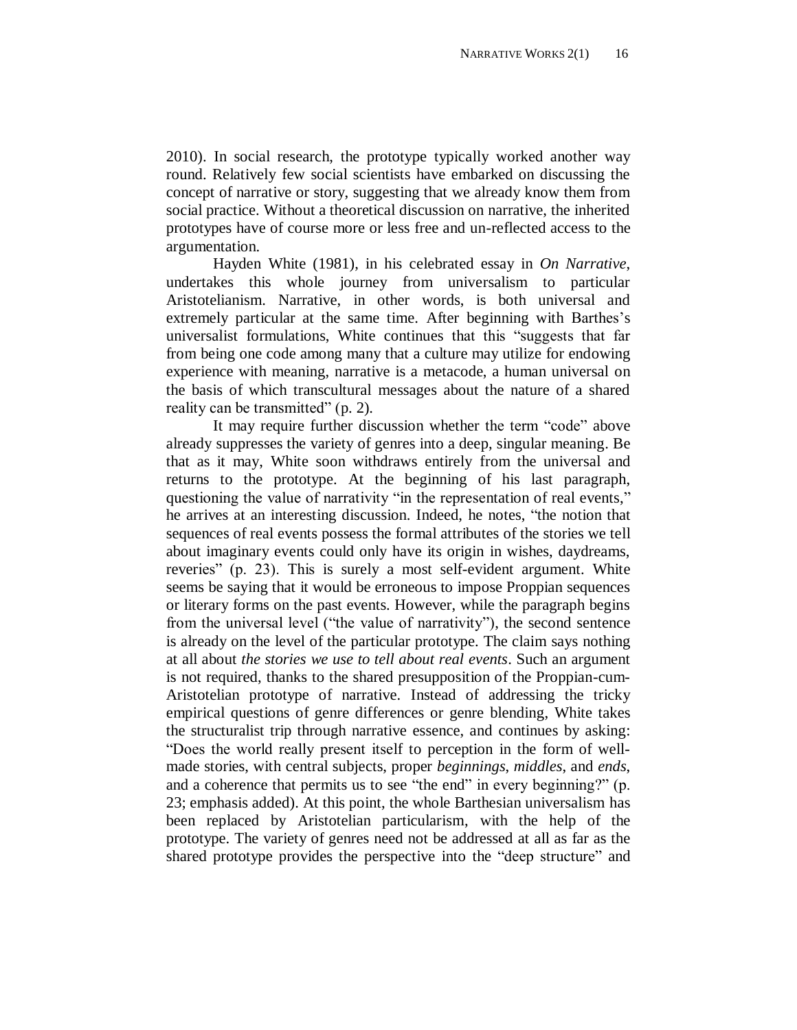2010). In social research, the prototype typically worked another way round. Relatively few social scientists have embarked on discussing the concept of narrative or story, suggesting that we already know them from social practice. Without a theoretical discussion on narrative, the inherited prototypes have of course more or less free and un-reflected access to the argumentation.

Hayden White (1981), in his celebrated essay in *On Narrative*, undertakes this whole journey from universalism to particular Aristotelianism. Narrative, in other words, is both universal and extremely particular at the same time. After beginning with Barthes's universalist formulations, White continues that this "suggests that far from being one code among many that a culture may utilize for endowing experience with meaning, narrative is a metacode, a human universal on the basis of which transcultural messages about the nature of a shared reality can be transmitted" (p. 2).

It may require further discussion whether the term "code" above already suppresses the variety of genres into a deep, singular meaning. Be that as it may, White soon withdraws entirely from the universal and returns to the prototype. At the beginning of his last paragraph, questioning the value of narrativity "in the representation of real events," he arrives at an interesting discussion. Indeed, he notes, "the notion that sequences of real events possess the formal attributes of the stories we tell about imaginary events could only have its origin in wishes, daydreams, reveries" (p. 23). This is surely a most self-evident argument. White seems be saying that it would be erroneous to impose Proppian sequences or literary forms on the past events. However, while the paragraph begins from the universal level ("the value of narrativity"), the second sentence is already on the level of the particular prototype. The claim says nothing at all about *the stories we use to tell about real events*. Such an argument is not required, thanks to the shared presupposition of the Proppian-cum-Aristotelian prototype of narrative. Instead of addressing the tricky empirical questions of genre differences or genre blending, White takes the structuralist trip through narrative essence, and continues by asking: "Does the world really present itself to perception in the form of well-made stories, with central subjects, proper *beginnings*, *middles*, and *ends*, and a coherence that permits us to see "the end" in every beginning?" (p. 23; emphasis added). At this point, the whole Barthesian universalism has been replaced by Aristotelian particularism, with the help of the prototype. The variety of genres need not be addressed at all as far as the shared prototype provides the perspective into the "deep structure" and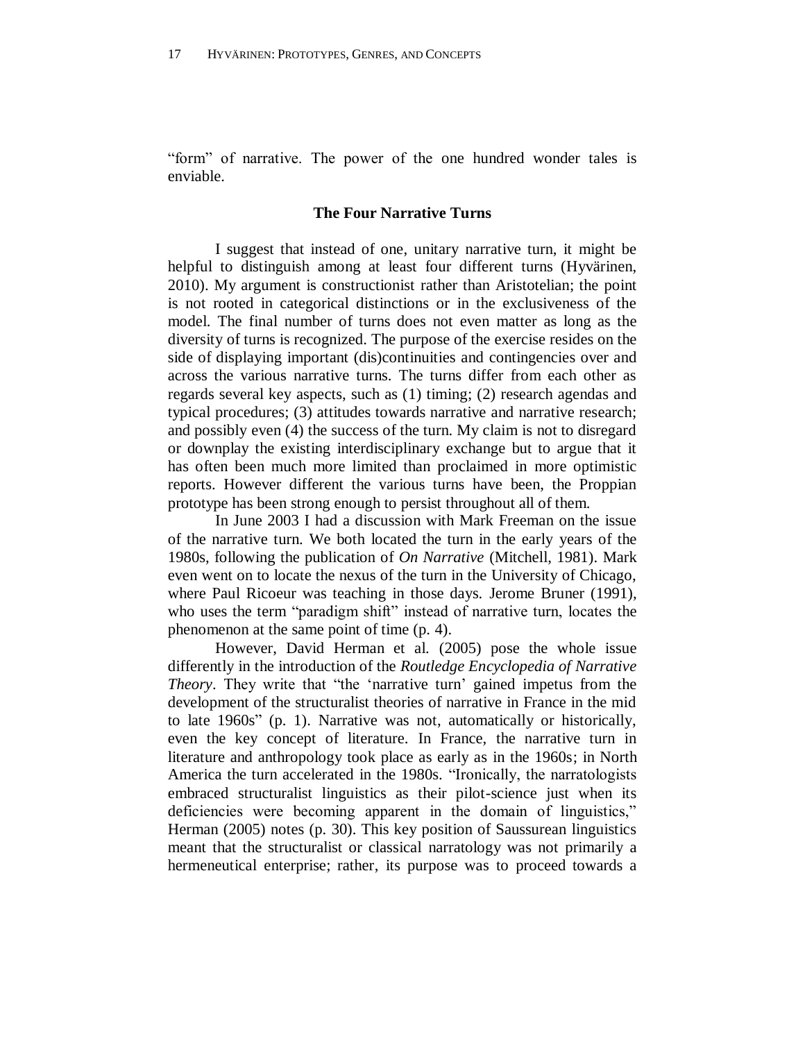"form" of narrative. The power of the one hundred wonder tales is enviable.

## The Four Narrative Turns

I suggest that instead of one, unitary narrative turn, it might be helpful to distinguish among at least four different turns (Hyvärinen, 2010). My argument is constructionist rather than Aristotelian; the point is not rooted in categorical distinctions or in the exclusiveness of the model. The final number of turns does not even matter as long as the diversity of turns is recognized. The purpose of the exercise resides on the side of displaying important (dis)continuities and contingencies over and across the various narrative turns. The turns differ from each other as regards several key aspects, such as (1) timing; (2) research agendas and typical procedures; (3) attitudes towards narrative and narrative research; and possibly even (4) the success of the turn. My claim is not to disregard or downplay the existing interdisciplinary exchange but to argue that it has often been much more limited than proclaimed in more optimistic reports. However different the various turns have been, the Proppian prototype has been strong enough to persist throughout all of them.

In June 2003 I had a discussion with Mark Freeman on the issue of the narrative turn. We both located the turn in the early years of the 1980s, following the publication of *On Narrative* (Mitchell, 1981). Mark even went on to locate the nexus of the turn in the University of Chicago, where Paul Ricoeur was teaching in those days. Jerome Bruner (1991), who uses the term "paradigm shift" instead of narrative turn, locates the phenomenon at the same point of time (p. 4).

However, David Herman et al. (2005) pose the whole issue differently in the introduction of the *Routledge Encyclopedia of Narrative Theory*. They write that "the 'narrative turn' gained impetus from the development of the structuralist theories of narrative in France in the mid to late 1960s" (p. 1). Narrative was not, automatically or historically, even the key concept of literature. In France, the narrative turn in literature and anthropology took place as early as in the 1960s; in North America the turn accelerated in the 1980s. "Ironically, the narratologists embraced structuralist linguistics as their pilot-science just when its deficiencies were becoming apparent in the domain of linguistics," Herman (2005) notes (p. 30). This key position of Saussurean linguistics meant that the structuralist or classical narratology was not primarily a hermeneutical enterprise; rather, its purpose was to proceed towards a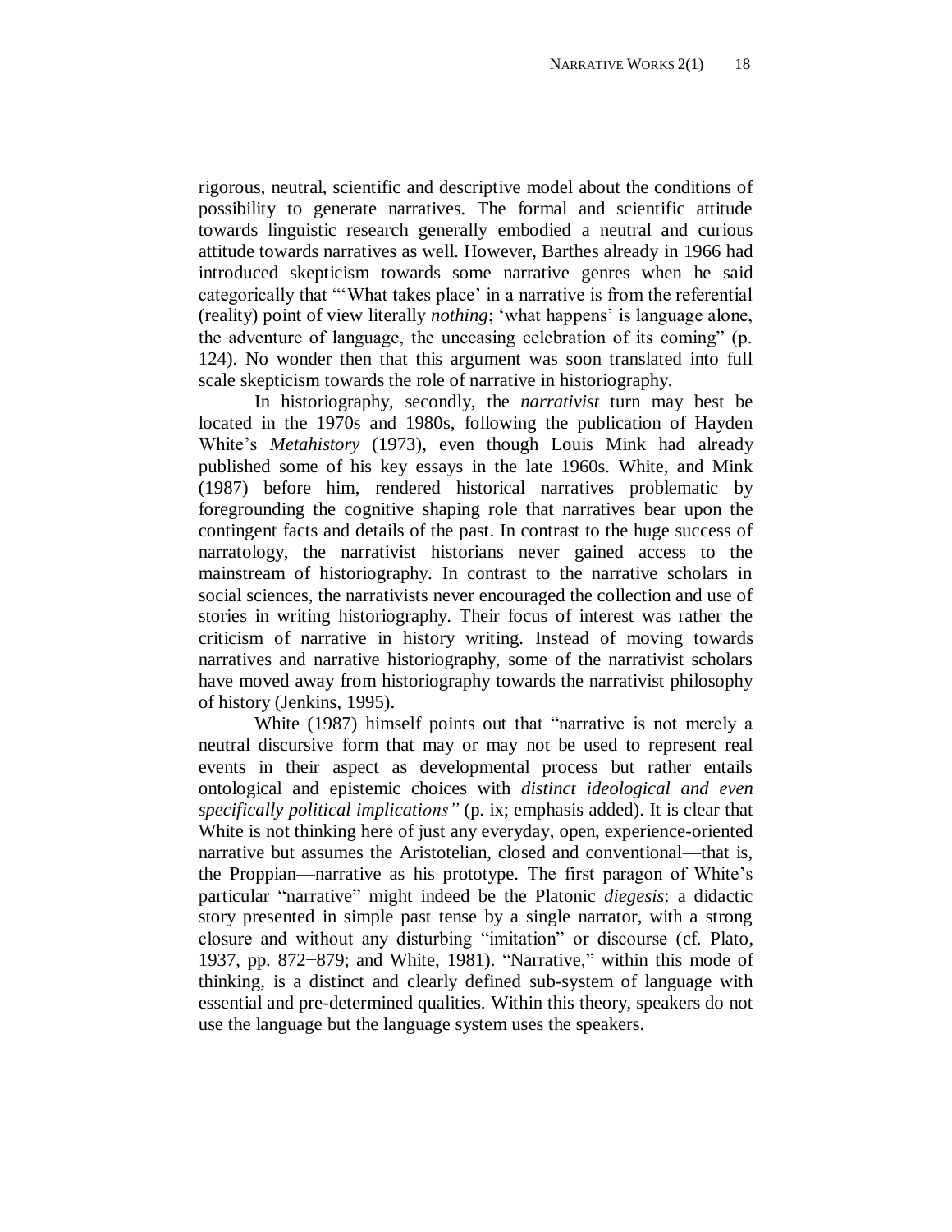rigorous, neutral, scientific and descriptive model about the conditions of possibility to generate narratives. The formal and scientific attitude towards linguistic research generally embodied a neutral and curious attitude towards narratives as well. However, Barthes already in 1966 had introduced skepticism towards some narrative genres when he said categorically that "'What takes place' in a narrative is from the referential (reality) point of view literally *nothing*; 'what happens' is language alone, the adventure of language, the unceasing celebration of its coming" (p. 124). No wonder then that this argument was soon translated into full scale skepticism towards the role of narrative in historiography.

In historiography, secondly, the *narrativist* turn may best be located in the 1970s and 1980s, following the publication of Hayden White's *Metahistory* (1973), even though Louis Mink had already published some of his key essays in the late 1960s. White, and Mink (1987) before him, rendered historical narratives problematic by foregrounding the cognitive shaping role that narratives bear upon the contingent facts and details of the past. In contrast to the huge success of narratology, the narrativist historians never gained access to the mainstream of historiography. In contrast to the narrative scholars in social sciences, the narrativists never encouraged the collection and use of stories in writing historiography. Their focus of interest was rather the criticism of narrative in history writing. Instead of moving towards narratives and narrative historiography, some of the narrativist scholars have moved away from historiography towards the narrativist philosophy of history (Jenkins, 1995).

White (1987) himself points out that "narrative is not merely a neutral discursive form that may or may not be used to represent real events in their aspect as developmental process but rather entails ontological and epistemic choices with *distinct ideological and even specifically political implications"* (p. ix; emphasis added). It is clear that White is not thinking here of just any everyday, open, experience-oriented narrative but assumes the Aristotelian, closed and conventional—that is, the Proppian—narrative as his prototype. The first paragon of White's particular "narrative" might indeed be the Platonic *diegesis*: a didactic story presented in simple past tense by a single narrator, with a strong closure and without any disturbing "imitation" or discourse (cf. Plato, 1937, pp. 872−879; and White, 1981). "Narrative," within this mode of thinking, is a distinct and clearly defined sub-system of language with essential and pre-determined qualities. Within this theory, speakers do not use the language but the language system uses the speakers.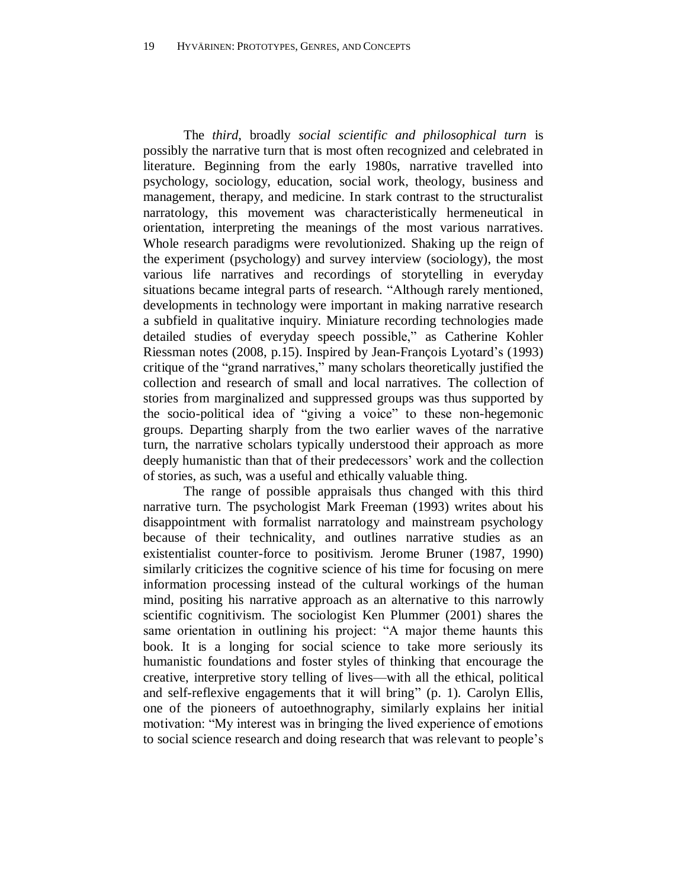The *third*, broadly *social scientific and philosophical turn* is possibly the narrative turn that is most often recognized and celebrated in literature. Beginning from the early 1980s, narrative travelled into psychology, sociology, education, social work, theology, business and management, therapy, and medicine. In stark contrast to the structuralist narratology, this movement was characteristically hermeneutical in orientation, interpreting the meanings of the most various narratives. Whole research paradigms were revolutionized. Shaking up the reign of the experiment (psychology) and survey interview (sociology), the most various life narratives and recordings of storytelling in everyday situations became integral parts of research. "Although rarely mentioned, developments in technology were important in making narrative research a subfield in qualitative inquiry. Miniature recording technologies made detailed studies of everyday speech possible," as Catherine Kohler Riessman notes (2008, p.15). Inspired by Jean-François Lyotard's (1993) critique of the "grand narratives," many scholars theoretically justified the collection and research of small and local narratives. The collection of stories from marginalized and suppressed groups was thus supported by the socio-political idea of "giving a voice" to these non-hegemonic groups. Departing sharply from the two earlier waves of the narrative turn, the narrative scholars typically understood their approach as more deeply humanistic than that of their predecessors' work and the collection of stories, as such, was a useful and ethically valuable thing.

The range of possible appraisals thus changed with this third narrative turn. The psychologist Mark Freeman (1993) writes about his disappointment with formalist narratology and mainstream psychology because of their technicality, and outlines narrative studies as an existentialist counter-force to positivism. Jerome Bruner (1987, 1990) similarly criticizes the cognitive science of his time for focusing on mere information processing instead of the cultural workings of the human mind, positing his narrative approach as an alternative to this narrowly scientific cognitivism. The sociologist Ken Plummer (2001) shares the same orientation in outlining his project: "A major theme haunts this book. It is a longing for social science to take more seriously its humanistic foundations and foster styles of thinking that encourage the creative, interpretive story telling of lives—with all the ethical, political and self-reflexive engagements that it will bring" (p. 1). Carolyn Ellis, one of the pioneers of autoethnography, similarly explains her initial motivation: "My interest was in bringing the lived experience of emotions to social science research and doing research that was relevant to people's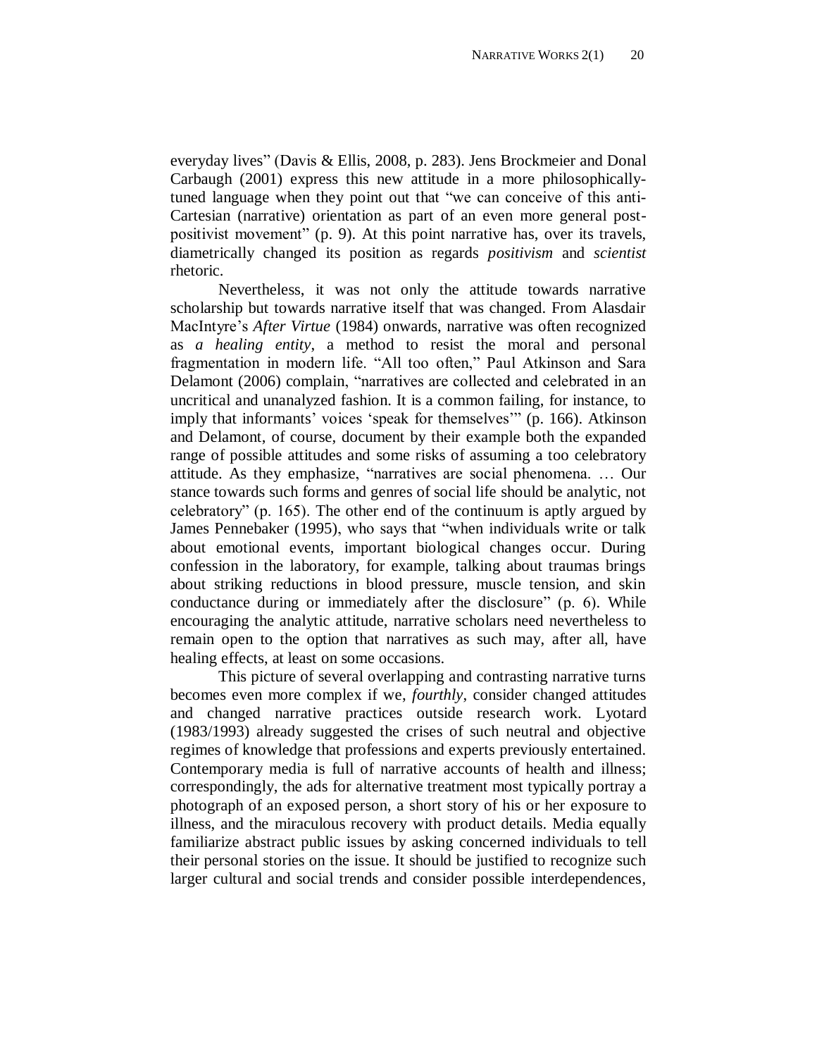everyday lives" (Davis & Ellis, 2008, p. 283). Jens Brockmeier and Donal Carbaugh (2001) express this new attitude in a more philosophically-tuned language when they point out that "we can conceive of this anti-Cartesian (narrative) orientation as part of an even more general post-positivist movement" (p. 9). At this point narrative has, over its travels, diametrically changed its position as regards *positivism* and *scientist* rhetoric.

Nevertheless, it was not only the attitude towards narrative scholarship but towards narrative itself that was changed. From Alasdair MacIntyre's *After Virtue* (1984) onwards, narrative was often recognized as *a healing entity*, a method to resist the moral and personal fragmentation in modern life. "All too often," Paul Atkinson and Sara Delamont (2006) complain, "narratives are collected and celebrated in an uncritical and unanalyzed fashion. It is a common failing, for instance, to imply that informants' voices 'speak for themselves'" (p. 166). Atkinson and Delamont, of course, document by their example both the expanded range of possible attitudes and some risks of assuming a too celebratory attitude. As they emphasize, "narratives are social phenomena. … Our stance towards such forms and genres of social life should be analytic, not celebratory" (p. 165). The other end of the continuum is aptly argued by James Pennebaker (1995), who says that "when individuals write or talk about emotional events, important biological changes occur. During confession in the laboratory, for example, talking about traumas brings about striking reductions in blood pressure, muscle tension, and skin conductance during or immediately after the disclosure" (p. 6). While encouraging the analytic attitude, narrative scholars need nevertheless to remain open to the option that narratives as such may, after all, have healing effects, at least on some occasions.

This picture of several overlapping and contrasting narrative turns becomes even more complex if we, *fourthly*, consider changed attitudes and changed narrative practices outside research work. Lyotard (1983/1993) already suggested the crises of such neutral and objective regimes of knowledge that professions and experts previously entertained. Contemporary media is full of narrative accounts of health and illness; correspondingly, the ads for alternative treatment most typically portray a photograph of an exposed person, a short story of his or her exposure to illness, and the miraculous recovery with product details. Media equally familiarize abstract public issues by asking concerned individuals to tell their personal stories on the issue. It should be justified to recognize such larger cultural and social trends and consider possible interdependences,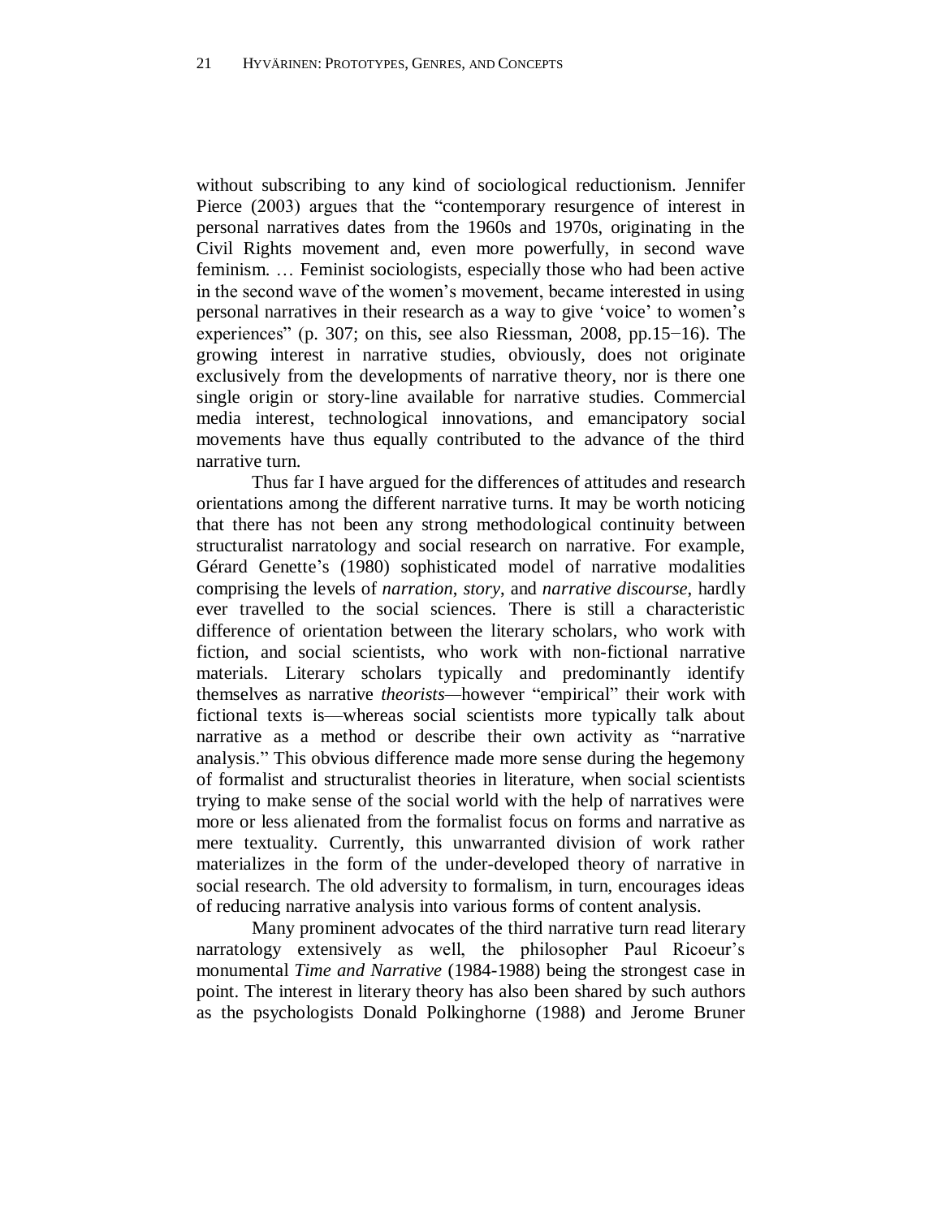without subscribing to any kind of sociological reductionism. Jennifer Pierce (2003) argues that the "contemporary resurgence of interest in personal narratives dates from the 1960s and 1970s, originating in the Civil Rights movement and, even more powerfully, in second wave feminism. … Feminist sociologists, especially those who had been active in the second wave of the women's movement, became interested in using personal narratives in their research as a way to give 'voice' to women's experiences" (p. 307; on this, see also Riessman, 2008, pp.15−16). The growing interest in narrative studies, obviously, does not originate exclusively from the developments of narrative theory, nor is there one single origin or story-line available for narrative studies. Commercial media interest, technological innovations, and emancipatory social movements have thus equally contributed to the advance of the third narrative turn.

Thus far I have argued for the differences of attitudes and research orientations among the different narrative turns. It may be worth noticing that there has not been any strong methodological continuity between structuralist narratology and social research on narrative. For example, Gérard Genette's (1980) sophisticated model of narrative modalities comprising the levels of *narration*, *story*, and *narrative discourse*, hardly ever travelled to the social sciences. There is still a characteristic difference of orientation between the literary scholars, who work with fiction, and social scientists, who work with non-fictional narrative materials. Literary scholars typically and predominantly identify themselves as narrative *theorists*—however "empirical" their work with fictional texts is—whereas social scientists more typically talk about narrative as a method or describe their own activity as "narrative analysis." This obvious difference made more sense during the hegemony of formalist and structuralist theories in literature, when social scientists trying to make sense of the social world with the help of narratives were more or less alienated from the formalist focus on forms and narrative as mere textuality. Currently, this unwarranted division of work rather materializes in the form of the under-developed theory of narrative in social research. The old adversity to formalism, in turn, encourages ideas of reducing narrative analysis into various forms of content analysis.

Many prominent advocates of the third narrative turn read literary narratology extensively as well, the philosopher Paul Ricoeur's monumental *Time and Narrative* (1984-1988) being the strongest case in point. The interest in literary theory has also been shared by such authors as the psychologists Donald Polkinghorne (1988) and Jerome Bruner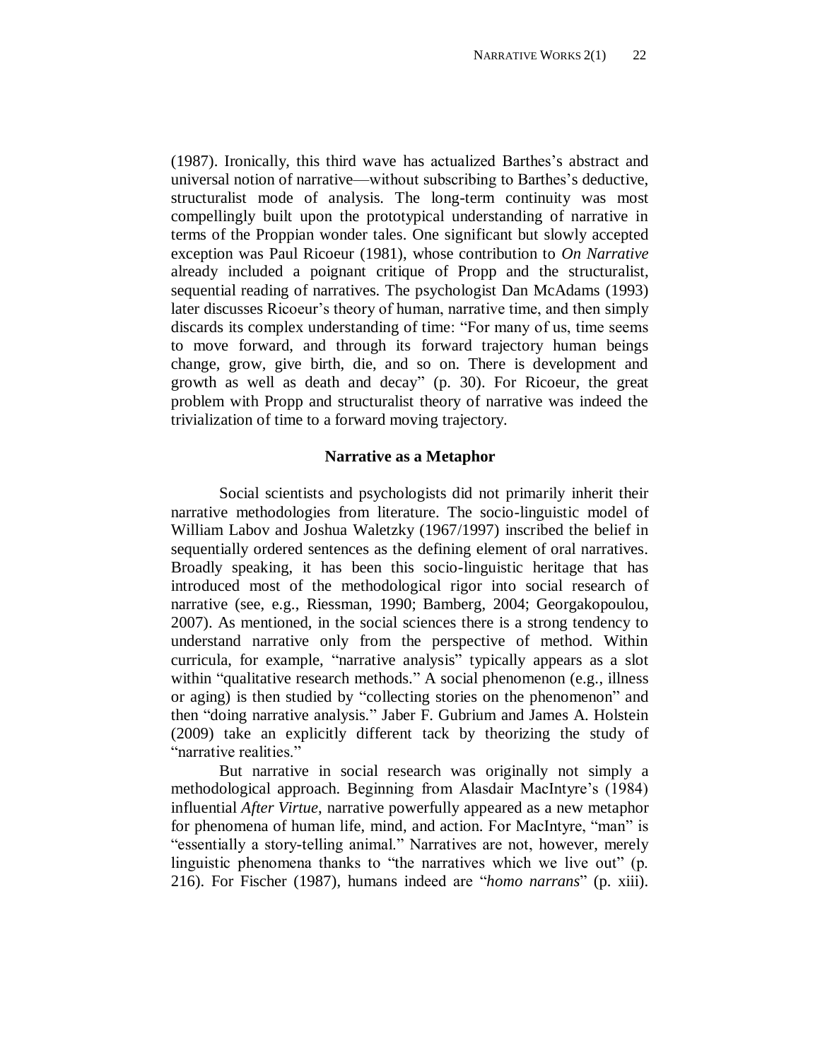(1987). Ironically, this third wave has actualized Barthes's abstract and universal notion of narrative—without subscribing to Barthes's deductive, structuralist mode of analysis. The long-term continuity was most compellingly built upon the prototypical understanding of narrative in terms of the Proppian wonder tales. One significant but slowly accepted exception was Paul Ricoeur (1981), whose contribution to *On Narrative* already included a poignant critique of Propp and the structuralist, sequential reading of narratives. The psychologist Dan McAdams (1993) later discusses Ricoeur's theory of human, narrative time, and then simply discards its complex understanding of time: "For many of us, time seems to move forward, and through its forward trajectory human beings change, grow, give birth, die, and so on. There is development and growth as well as death and decay" (p. 30). For Ricoeur, the great problem with Propp and structuralist theory of narrative was indeed the trivialization of time to a forward moving trajectory.

## Narrative as a Metaphor

Social scientists and psychologists did not primarily inherit their narrative methodologies from literature. The socio-linguistic model of William Labov and Joshua Waletzky (1967/1997) inscribed the belief in sequentially ordered sentences as the defining element of oral narratives. Broadly speaking, it has been this socio-linguistic heritage that has introduced most of the methodological rigor into social research of narrative (see, e.g., Riessman, 1990; Bamberg, 2004; Georgakopoulou, 2007). As mentioned, in the social sciences there is a strong tendency to understand narrative only from the perspective of method. Within curricula, for example, "narrative analysis" typically appears as a slot within "qualitative research methods." A social phenomenon (e.g., illness or aging) is then studied by "collecting stories on the phenomenon" and then "doing narrative analysis." Jaber F. Gubrium and James A. Holstein (2009) take an explicitly different tack by theorizing the study of "narrative realities."

But narrative in social research was originally not simply a methodological approach. Beginning from Alasdair MacIntyre's (1984) influential *After Virtue*, narrative powerfully appeared as a new metaphor for phenomena of human life, mind, and action. For MacIntyre, "man" is "essentially a story-telling animal." Narratives are not, however, merely linguistic phenomena thanks to "the narratives which we live out" (p. 216). For Fischer (1987), humans indeed are "*homo narrans*" (p. xiii).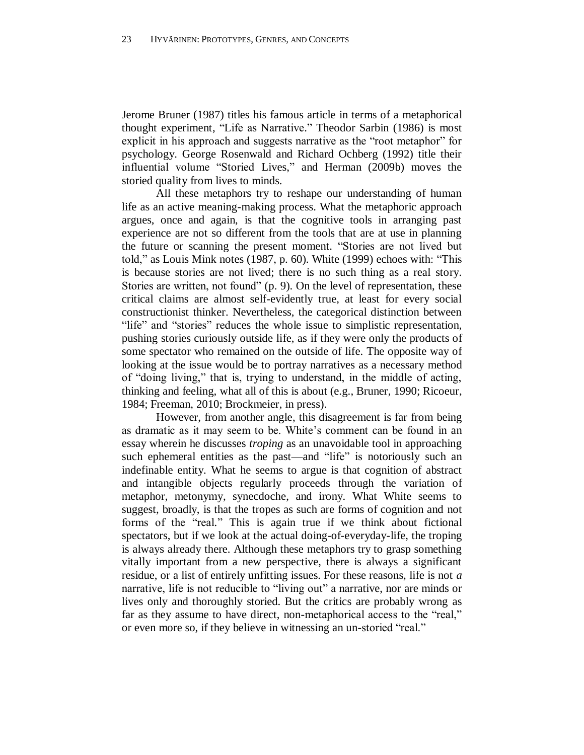Jerome Bruner (1987) titles his famous article in terms of a metaphorical thought experiment, "Life as Narrative." Theodor Sarbin (1986) is most explicit in his approach and suggests narrative as the "root metaphor" for psychology. George Rosenwald and Richard Ochberg (1992) title their influential volume "Storied Lives," and Herman (2009b) moves the storied quality from lives to minds.

All these metaphors try to reshape our understanding of human life as an active meaning-making process. What the metaphoric approach argues, once and again, is that the cognitive tools in arranging past experience are not so different from the tools that are at use in planning the future or scanning the present moment. "Stories are not lived but told," as Louis Mink notes (1987, p. 60). White (1999) echoes with: "This is because stories are not lived; there is no such thing as a real story. Stories are written, not found" (p. 9). On the level of representation, these critical claims are almost self-evidently true, at least for every social constructionist thinker. Nevertheless, the categorical distinction between "life" and "stories" reduces the whole issue to simplistic representation, pushing stories curiously outside life, as if they were only the products of some spectator who remained on the outside of life. The opposite way of looking at the issue would be to portray narratives as a necessary method of "doing living," that is, trying to understand, in the middle of acting, thinking and feeling, what all of this is about (e.g., Bruner, 1990; Ricoeur, 1984; Freeman, 2010; Brockmeier, in press).

However, from another angle, this disagreement is far from being as dramatic as it may seem to be. White's comment can be found in an essay wherein he discusses *troping* as an unavoidable tool in approaching such ephemeral entities as the past—and "life" is notoriously such an indefinable entity. What he seems to argue is that cognition of abstract and intangible objects regularly proceeds through the variation of metaphor, metonymy, synecdoche, and irony. What White seems to suggest, broadly, is that the tropes as such are forms of cognition and not forms of the "real." This is again true if we think about fictional spectators, but if we look at the actual doing-of-everyday-life, the troping is always already there. Although these metaphors try to grasp something vitally important from a new perspective, there is always a significant residue, or a list of entirely unfitting issues. For these reasons, life is not *a* narrative, life is not reducible to "living out" a narrative, nor are minds or lives only and thoroughly storied. But the critics are probably wrong as far as they assume to have direct, non-metaphorical access to the "real," or even more so, if they believe in witnessing an un-storied "real."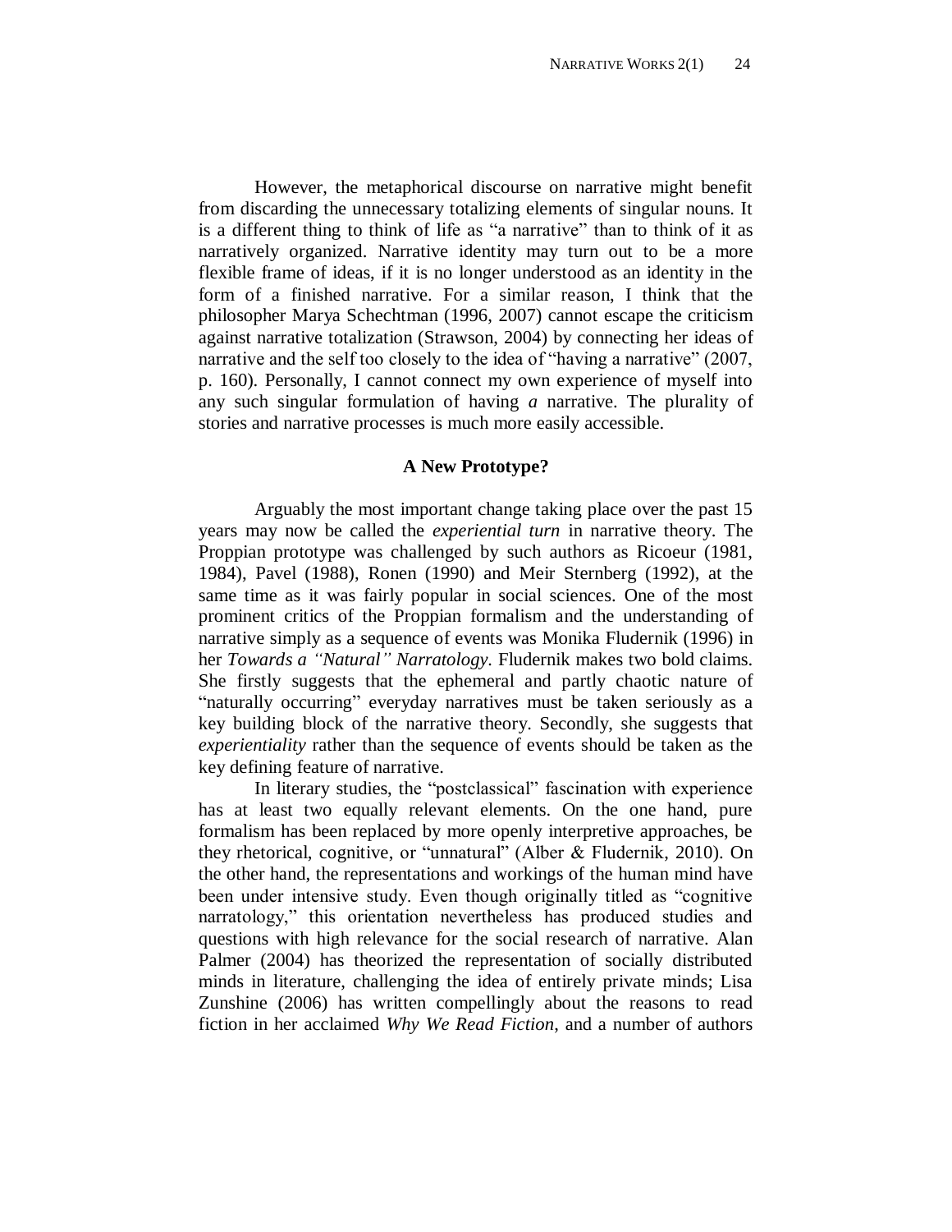However, the metaphorical discourse on narrative might benefit from discarding the unnecessary totalizing elements of singular nouns. It is a different thing to think of life as "a narrative" than to think of it as narratively organized. Narrative identity may turn out to be a more flexible frame of ideas, if it is no longer understood as an identity in the form of a finished narrative. For a similar reason, I think that the philosopher Marya Schechtman (1996, 2007) cannot escape the criticism against narrative totalization (Strawson, 2004) by connecting her ideas of narrative and the self too closely to the idea of "having a narrative" (2007, p. 160). Personally, I cannot connect my own experience of myself into any such singular formulation of having ***a*** narrative. The plurality of stories and narrative processes is much more easily accessible.

## A New Prototype?

Arguably the most important change taking place over the past 15 years may now be called the *experiential turn* in narrative theory. The Proppian prototype was challenged by such authors as Ricoeur (1981, 1984), Pavel (1988), Ronen (1990) and Meir Sternberg (1992), at the same time as it was fairly popular in social sciences. One of the most prominent critics of the Proppian formalism and the understanding of narrative simply as a sequence of events was Monika Fludernik (1996) in her ***Towards a "Natural" Narratology***. Fludernik makes two bold claims. She firstly suggests that the ephemeral and partly chaotic nature of "naturally occurring" everyday narratives must be taken seriously as a key building block of the narrative theory. Secondly, she suggests that *experientiality* rather than the sequence of events should be taken as the key defining feature of narrative.

In literary studies, the "postclassical" fascination with experience has at least two equally relevant elements. On the one hand, pure formalism has been replaced by more openly interpretive approaches, be they rhetorical, cognitive, or "unnatural" (Alber & Fludernik, 2010). On the other hand, the representations and workings of the human mind have been under intensive study. Even though originally titled as "cognitive narratology," this orientation nevertheless has produced studies and questions with high relevance for the social research of narrative. Alan Palmer (2004) has theorized the representation of socially distributed minds in literature, challenging the idea of entirely private minds; Lisa Zunshine (2006) has written compellingly about the reasons to read fiction in her acclaimed *Why We Read Fiction*, and a number of authors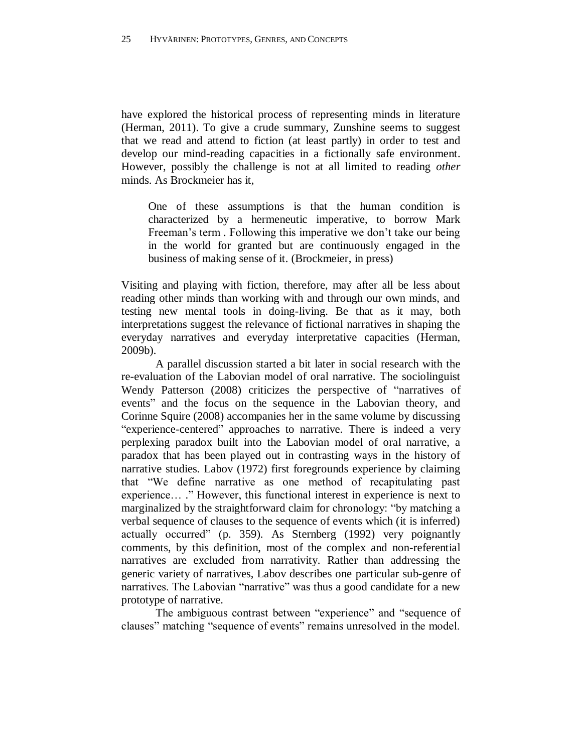have explored the historical process of representing minds in literature (Herman, 2011). To give a crude summary, Zunshine seems to suggest that we read and attend to fiction (at least partly) in order to test and develop our mind-reading capacities in a fictionally safe environment. However, possibly the challenge is not at all limited to reading *other* minds. As Brockmeier has it,

> One of these assumptions is that the human condition is characterized by a hermeneutic imperative, to borrow Mark Freeman's term . Following this imperative we don't take our being in the world for granted but are continuously engaged in the business of making sense of it. (Brockmeier, in press)

Visiting and playing with fiction, therefore, may after all be less about reading other minds than working with and through our own minds, and testing new mental tools in doing-living. Be that as it may, both interpretations suggest the relevance of fictional narratives in shaping the everyday narratives and everyday interpretative capacities (Herman, 2009b).

A parallel discussion started a bit later in social research with the re-evaluation of the Labovian model of oral narrative. The sociolinguist Wendy Patterson (2008) criticizes the perspective of "narratives of events" and the focus on the sequence in the Labovian theory, and Corinne Squire (2008) accompanies her in the same volume by discussing "experience-centered" approaches to narrative. There is indeed a very perplexing paradox built into the Labovian model of oral narrative, a paradox that has been played out in contrasting ways in the history of narrative studies. Labov (1972) first foregrounds experience by claiming that "We define narrative as one method of recapitulating past experience… ." However, this functional interest in experience is next to marginalized by the straightforward claim for chronology: "by matching a verbal sequence of clauses to the sequence of events which (it is inferred) actually occurred" (p. 359). As Sternberg (1992) very poignantly comments, by this definition, most of the complex and non-referential narratives are excluded from narrativity. Rather than addressing the generic variety of narratives, Labov describes one particular sub-genre of narratives. The Labovian "narrative" was thus a good candidate for a new prototype of narrative.

The ambiguous contrast between "experience" and "sequence of clauses" matching "sequence of events" remains unresolved in the model.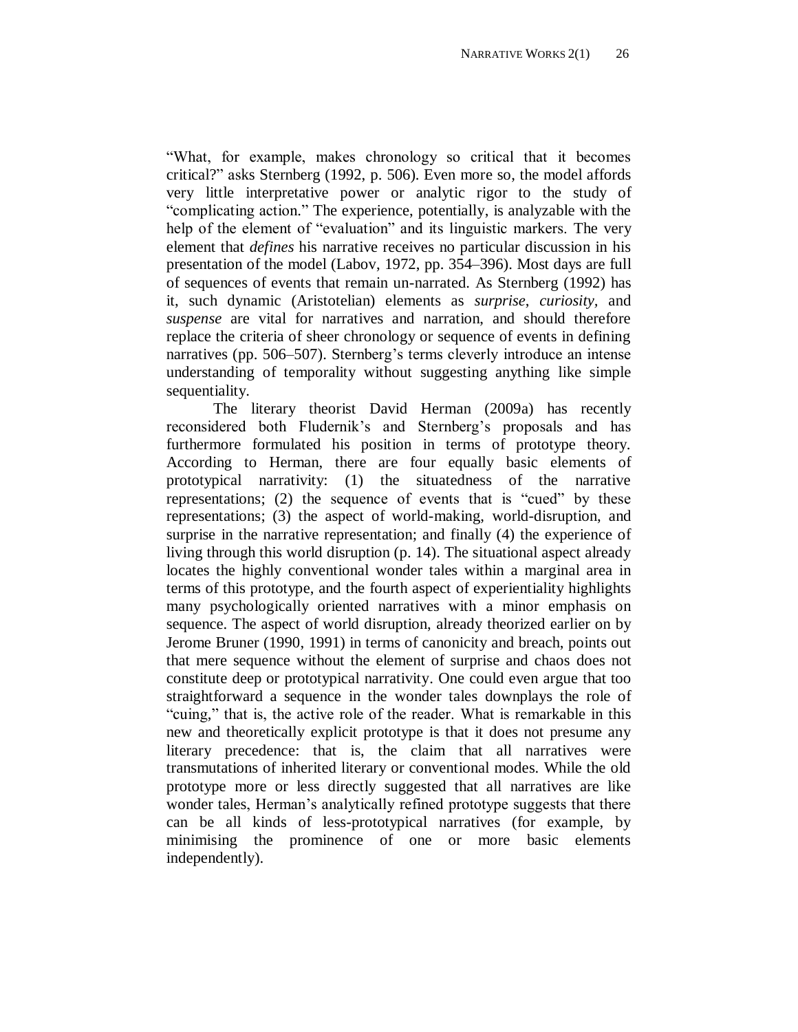"What, for example, makes chronology so critical that it becomes critical?" asks Sternberg (1992, p. 506). Even more so, the model affords very little interpretative power or analytic rigor to the study of "complicating action." The experience, potentially, is analyzable with the help of the element of "evaluation" and its linguistic markers. The very element that *defines* his narrative receives no particular discussion in his presentation of the model (Labov, 1972, pp. 354–396). Most days are full of sequences of events that remain un-narrated. As Sternberg (1992) has it, such dynamic (Aristotelian) elements as *surprise*, *curiosity*, and *suspense* are vital for narratives and narration, and should therefore replace the criteria of sheer chronology or sequence of events in defining narratives (pp. 506–507). Sternberg's terms cleverly introduce an intense understanding of temporality without suggesting anything like simple sequentiality.

The literary theorist David Herman (2009a) has recently reconsidered both Fludernik's and Sternberg's proposals and has furthermore formulated his position in terms of prototype theory. According to Herman, there are four equally basic elements of prototypical narrativity: (1) the situatedness of the narrative representations; (2) the sequence of events that is "cued" by these representations; (3) the aspect of world-making, world-disruption, and surprise in the narrative representation; and finally (4) the experience of living through this world disruption (p. 14). The situational aspect already locates the highly conventional wonder tales within a marginal area in terms of this prototype, and the fourth aspect of experientiality highlights many psychologically oriented narratives with a minor emphasis on sequence. The aspect of world disruption, already theorized earlier on by Jerome Bruner (1990, 1991) in terms of canonicity and breach, points out that mere sequence without the element of surprise and chaos does not constitute deep or prototypical narrativity. One could even argue that too straightforward a sequence in the wonder tales downplays the role of "cuing," that is, the active role of the reader. What is remarkable in this new and theoretically explicit prototype is that it does not presume any literary precedence: that is, the claim that all narratives were transmutations of inherited literary or conventional modes. While the old prototype more or less directly suggested that all narratives are like wonder tales, Herman's analytically refined prototype suggests that there can be all kinds of less-prototypical narratives (for example, by minimising the prominence of one or more basic elements independently).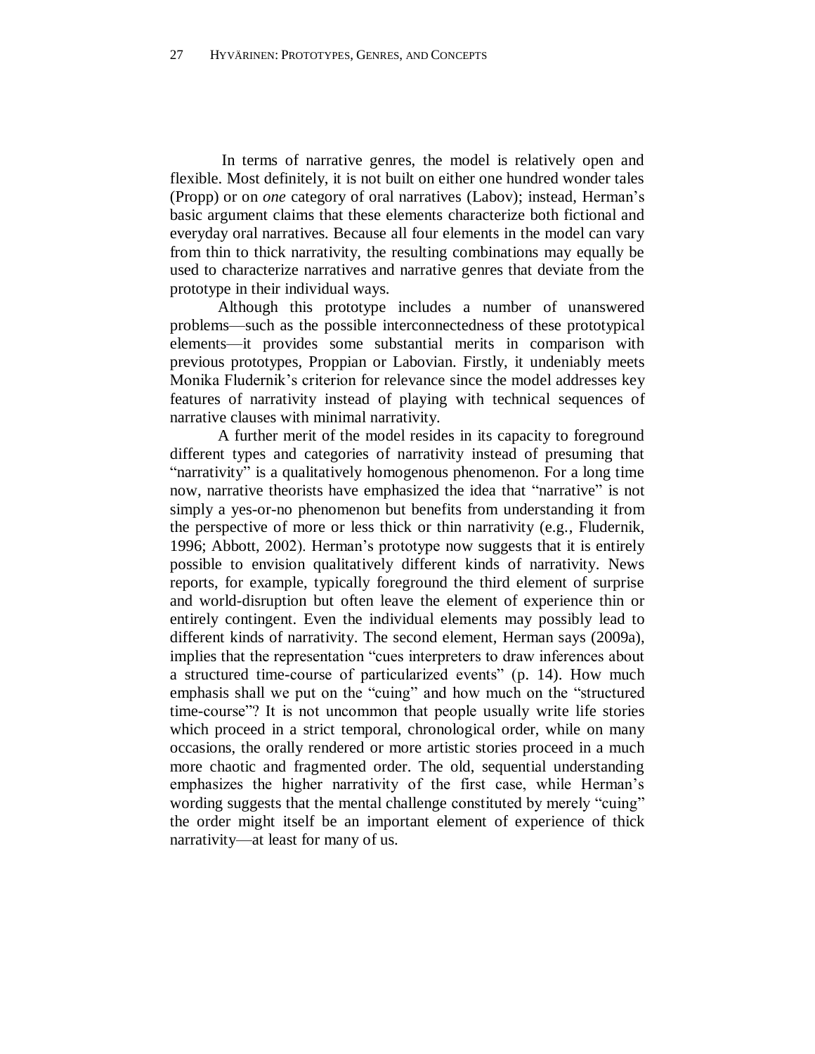In terms of narrative genres, the model is relatively open and flexible. Most definitely, it is not built on either one hundred wonder tales (Propp) or on *one* category of oral narratives (Labov); instead, Herman's basic argument claims that these elements characterize both fictional and everyday oral narratives. Because all four elements in the model can vary from thin to thick narrativity, the resulting combinations may equally be used to characterize narratives and narrative genres that deviate from the prototype in their individual ways.

Although this prototype includes a number of unanswered problems—such as the possible interconnectedness of these prototypical elements—it provides some substantial merits in comparison with previous prototypes, Proppian or Labovian. Firstly, it undeniably meets Monika Fludernik's criterion for relevance since the model addresses key features of narrativity instead of playing with technical sequences of narrative clauses with minimal narrativity.

A further merit of the model resides in its capacity to foreground different types and categories of narrativity instead of presuming that "narrativity" is a qualitatively homogenous phenomenon. For a long time now, narrative theorists have emphasized the idea that "narrative" is not simply a yes-or-no phenomenon but benefits from understanding it from the perspective of more or less thick or thin narrativity (e.g., Fludernik, 1996; Abbott, 2002). Herman's prototype now suggests that it is entirely possible to envision qualitatively different kinds of narrativity. News reports, for example, typically foreground the third element of surprise and world-disruption but often leave the element of experience thin or entirely contingent. Even the individual elements may possibly lead to different kinds of narrativity. The second element, Herman says (2009a), implies that the representation "cues interpreters to draw inferences about a structured time-course of particularized events" (p. 14). How much emphasis shall we put on the "cuing" and how much on the "structured time-course"? It is not uncommon that people usually write life stories which proceed in a strict temporal, chronological order, while on many occasions, the orally rendered or more artistic stories proceed in a much more chaotic and fragmented order. The old, sequential understanding emphasizes the higher narrativity of the first case, while Herman's wording suggests that the mental challenge constituted by merely "cuing" the order might itself be an important element of experience of thick narrativity—at least for many of us.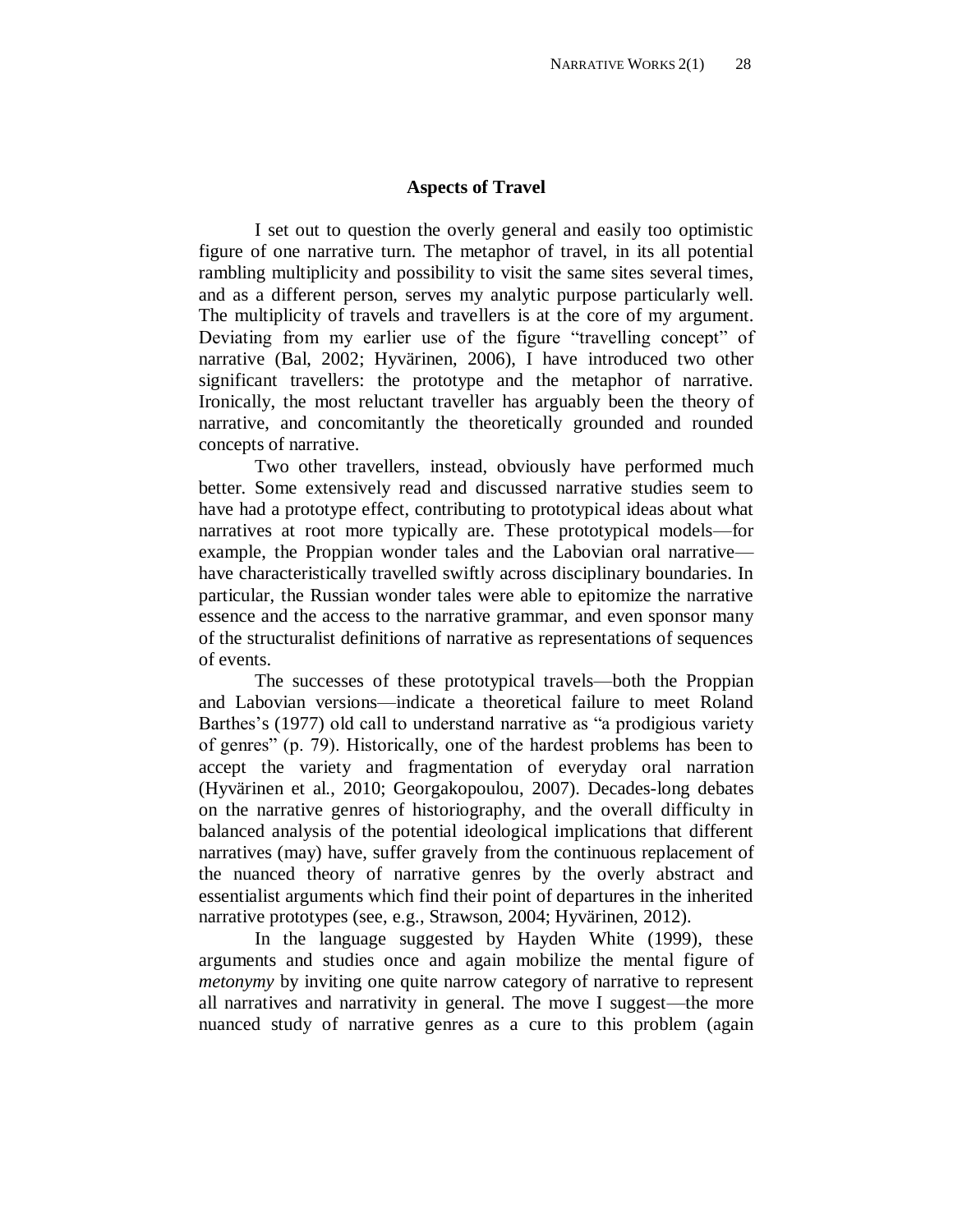## Aspects of Travel

I set out to question the overly general and easily too optimistic figure of one narrative turn. The metaphor of travel, in its all potential rambling multiplicity and possibility to visit the same sites several times, and as a different person, serves my analytic purpose particularly well. The multiplicity of travels and travellers is at the core of my argument. Deviating from my earlier use of the figure "travelling concept" of narrative (Bal, 2002; Hyvärinen, 2006), I have introduced two other significant travellers: the prototype and the metaphor of narrative. Ironically, the most reluctant traveller has arguably been the theory of narrative, and concomitantly the theoretically grounded and rounded concepts of narrative.

Two other travellers, instead, obviously have performed much better. Some extensively read and discussed narrative studies seem to have had a prototype effect, contributing to prototypical ideas about what narratives at root more typically are. These prototypical models—for example, the Proppian wonder tales and the Labovian oral narrative—have characteristically travelled swiftly across disciplinary boundaries. In particular, the Russian wonder tales were able to epitomize the narrative essence and the access to the narrative grammar, and even sponsor many of the structuralist definitions of narrative as representations of sequences of events.

The successes of these prototypical travels—both the Proppian and Labovian versions—indicate a theoretical failure to meet Roland Barthes's (1977) old call to understand narrative as "a prodigious variety of genres" (p. 79). Historically, one of the hardest problems has been to accept the variety and fragmentation of everyday oral narration (Hyvärinen et al., 2010; Georgakopoulou, 2007). Decades-long debates on the narrative genres of historiography, and the overall difficulty in balanced analysis of the potential ideological implications that different narratives (may) have, suffer gravely from the continuous replacement of the nuanced theory of narrative genres by the overly abstract and essentialist arguments which find their point of departures in the inherited narrative prototypes (see, e.g., Strawson, 2004; Hyvärinen, 2012).

In the language suggested by Hayden White (1999), these arguments and studies once and again mobilize the mental figure of *metonymy* by inviting one quite narrow category of narrative to represent all narratives and narrativity in general. The move I suggest—the more nuanced study of narrative genres as a cure to this problem (again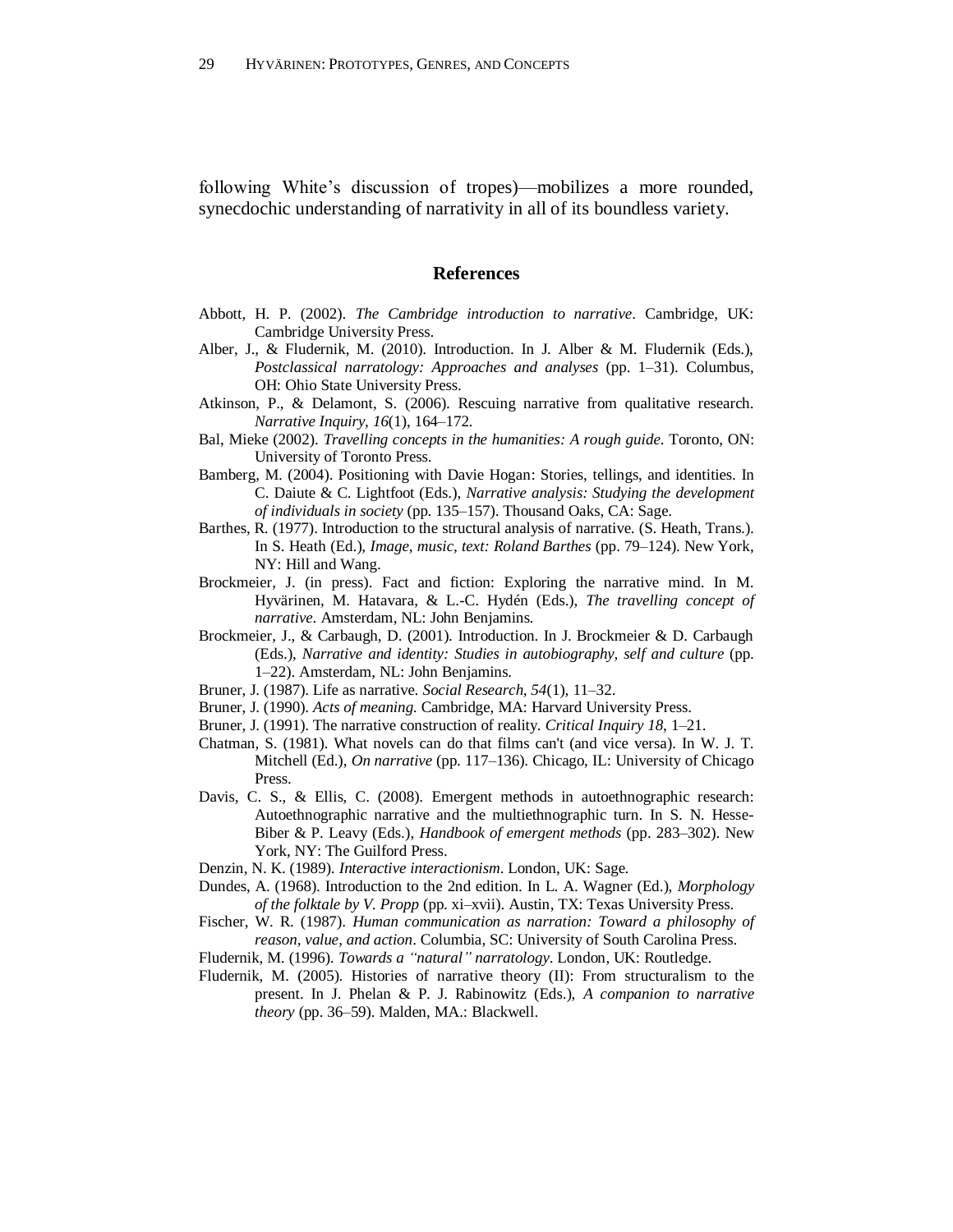following White's discussion of tropes)—mobilizes a more rounded, synecdochic understanding of narrativity in all of its boundless variety.

## References

Abbott, H. P. (2002). *The Cambridge introduction to narrative*. Cambridge, UK: Cambridge University Press.

Alber, J., & Fludernik, M. (2010). Introduction. In J. Alber & M. Fludernik (Eds.), *Postclassical narratology: Approaches and analyses* (pp. 1–31). Columbus, OH: Ohio State University Press.

Atkinson, P., & Delamont, S. (2006). Rescuing narrative from qualitative research. *Narrative Inquiry, 16*(1), 164–172.

Bal, Mieke (2002). *Travelling concepts in the humanities: A rough guide*. Toronto, ON: University of Toronto Press.

Bamberg, M. (2004). Positioning with Davie Hogan: Stories, tellings, and identities. In C. Daiute & C. Lightfoot (Eds.), *Narrative analysis: Studying the development of individuals in society* (pp. 135–157). Thousand Oaks, CA: Sage.

Barthes, R. (1977). Introduction to the structural analysis of narrative. (S. Heath, Trans.). In S. Heath (Ed.), *Image, music, text: Roland Barthes* (pp. 79–124). New York, NY: Hill and Wang.

Brockmeier, J. (in press). Fact and fiction: Exploring the narrative mind. In M. Hyvärinen, M. Hatavara, & L.-C. Hydén (Eds.), *The travelling concept of narrative*. Amsterdam, NL: John Benjamins.

Brockmeier, J., & Carbaugh, D. (2001). Introduction. In J Brockmeier & D. Carbaugh (Eds.), *Narrative and identity: Studies in autobiography, self and culture* (pp. 1–22). Amsterdam, NL: John Benjamins.

Bruner, J. (1987). Life as narrative. *Social Research, 54*(1), 11–32.

Bruner, J. (1990). *Acts of meaning.* Cambridge, MA: Harvard University Press.

Bruner, J. (1991). The narrative construction of reality. *Critical Inquiry 18*, 1–21.

Chatman, S. (1981). What novels can do that films can't (and vice versa). In W. J. T. Mitchell (Ed.), *On narrative* (pp. 117–136). Chicago, IL: University of Chicago Press.

Davis, C. S., & Ellis, C. (2008). Emergent methods in autoethnographic research: Autoethnographic narrative and the multiethnographic turn. In S. N. Hesse-Biber & P. Leavy (Eds.), *Handbook of emergent methods* (pp. 283–302). New York, NY: The Guilford Press.

Denzin, N. K. (1989). *Interactive interactionism*. London, UK: Sage.

Dundes, A. (1968). Introduction to the 2nd edition. In L. A. Wagner (Ed.), *Morphology of the folktale by V. Propp* (pp. xi–xvii). Austin, TX: Texas University Press.

Fischer, W. R. (1987). *Human communication as narration: Toward a philosophy of reason, value, and action*. Columbia, SC: University of South Carolina Press.

Fludernik, M. (1996). *Towards a "natural" narratology*. London, UK: Routledge.

Fludernik, M. (2005). Histories of narrative theory (II): From structuralism to the present. In J. Phelan & P. J. Rabinowitz (Eds.), *A companion to narrative theory* (pp. 36–59). Malden, MA.: Blackwell.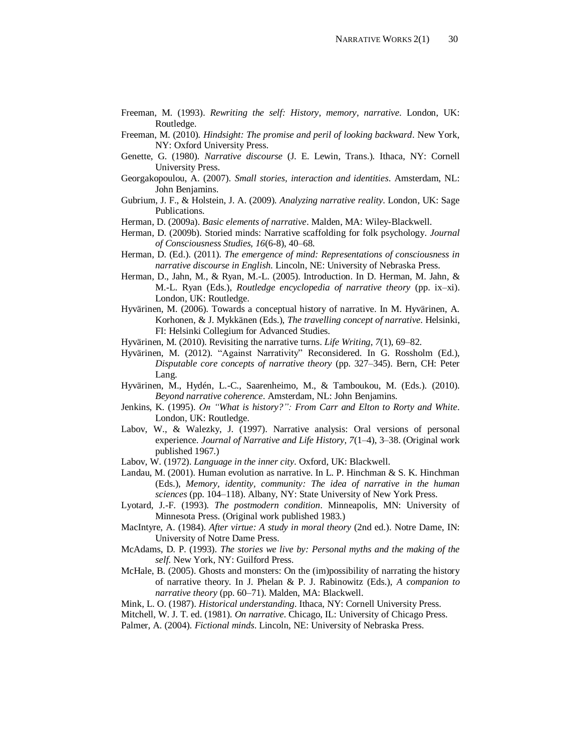Freeman, M. (1993). *Rewriting the self: History, memory, narrative*. London, UK: Routledge.

Freeman, M. (2010). *Hindsight: The promise and peril of looking backward*. New York, NY: Oxford University Press.

Genette, G. (1980). *Narrative discourse* (J. E. Lewin, Trans.). Ithaca, NY: Cornell University Press.

Georgakopoulou, A. (2007). *Small stories, interaction and identities*. Amsterdam, NL: John Benjamins.

Gubrium, J. F., & Holstein, J. A. (2009). *Analyzing narrative reality*. London, UK: Sage Publications.

Herman, D. (2009a). *Basic elements of narrative*. Malden, MA: Wiley-Blackwell.

Herman, D. (2009b). Storied minds: Narrative scaffolding for folk psychology. *Journal of Consciousness Studies, 16*(6-8), 40–68.

Herman, D. (Ed.). (2011). *The emergence of mind: Representations of consciousness in narrative discourse in English*. Lincoln, NE: University of Nebraska Press.

Herman, D., Jahn, M., & Ryan, M.-L. (2005). Introduction. In D. Herman, M. Jahn, & M.-L. Ryan (Eds.), *Routledge encyclopedia of narrative theory* (pp. ix–xi). London, UK: Routledge.

Hyvärinen, M. (2006). Towards a conceptual history of narrative. In M. Hyvärinen, A. Korhonen, & J. Mykkänen (Eds.), *The travelling concept of narrative*. Helsinki, FI: Helsinki Collegium for Advanced Studies.

Hyvärinen, M. (2010). Revisiting the narrative turns. *Life Writing, 7*(1), 69–82.

Hyvärinen, M. (2012). "Against Narrativity" Reconsidered. In G. Rossholm (Ed.), *Disputable core concepts of narrative theory* (pp. 327–345). Bern, CH: Peter Lang.

Hyvärinen, M., Hydén, L.-C., Saarenheimo, M., & Tamboukou, M. (Eds.). (2010). *Beyond narrative coherence*. Amsterdam, NL: John Benjamins.

Jenkins, K. (1995). *On "What is history?": From Carr and Elton to Rorty and White*. London, UK: Routledge.

Labov, W., & Walezky, J. (1997). Narrative analysis: Oral versions of personal experience. *Journal of Narrative and Life History, 7*(1–4), 3–38. (Original work published 1967.)

Labov, W. (1972). *Language in the inner city*. Oxford, UK: Blackwell.

Landau, M. (2001). Human evolution as narrative. In L. P. Hinchman & S. K. Hinchman (Eds.), *Memory, identity, community: The idea of narrative in the human sciences* (pp. 104–118). Albany, NY: State University of New York Press.

Lyotard, J.-F. (1993). *The postmodern condition*. Minneapolis, MN: University of Minnesota Press. (Original work published 1983.)

MacIntyre, A. (1984). *After virtue: A study in moral theory* (2nd ed.). Notre Dame, IN: University of Notre Dame Press.

McAdams, D. P. (1993). *The stories we live by: Personal myths and the making of the self*. New York, NY: Guilford Press.

McHale, B. (2005). Ghosts and monsters: On the (im)possibility of narrating the history of narrative theory. In J. Phelan & P. J. Rabinowitz (Eds.), *A companion to narrative theory* (pp. 60–71). Malden, MA: Blackwell.

Mink, L. O. (1987). *Historical understanding*. Ithaca, NY: Cornell University Press.

Mitchell, W. J. T. ed. (1981). *On narrative*. Chicago, IL: University of Chicago Press.

Palmer, A. (2004). *Fictional minds*. Lincoln, NE: University of Nebraska Press.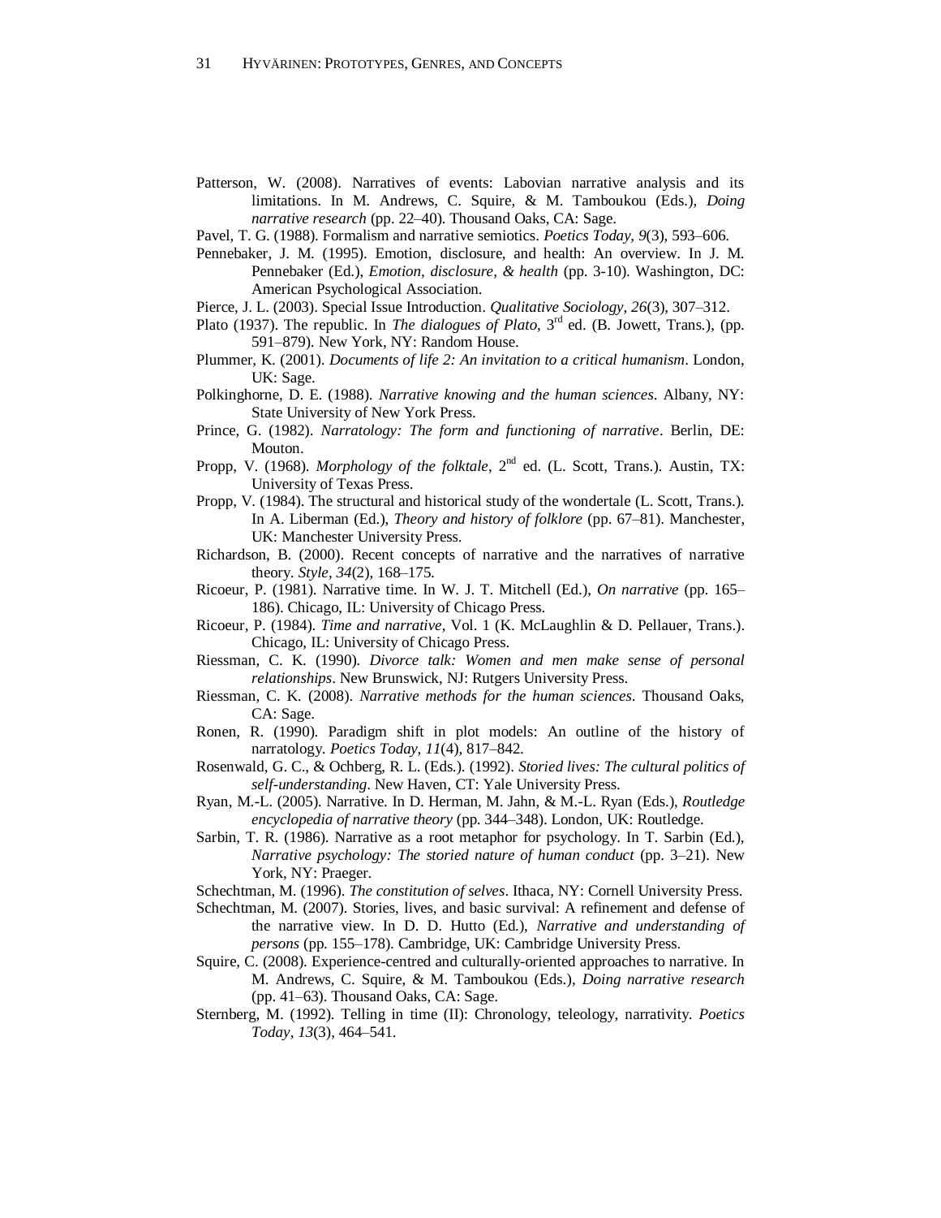Patterson, W. (2008). Narratives of events: Labovian narrative analysis and its limitations. In M. Andrews, C. Squire, & M. Tamboukou (Eds.), *Doing narrative research* (pp. 22–40). Thousand Oaks, CA: Sage.

Pavel, T. G. (1988). Formalism and narrative semiotics. *Poetics Today*, *9*(3), 593–606.

Pennebaker, J. M. (1995). Emotion, disclosure, and health: An overview. In J. M. Pennebaker (Ed.), *Emotion, disclosure, & health* (pp. 3-10). Washington, DC: American Psychological Association.

Pierce, J. L. (2003). Special Issue Introduction. *Qualitative Sociology*, *26*(3), 307–312.

Plato (1937). The republic. In *The dialogues of Plato*, 3rd ed. (B. Jowett, Trans.), (pp. 591–879). New York, NY: Random House.

Plummer, K. (2001). *Documents of life 2: An invitation to a critical humanism*. London, UK: Sage.

Polkinghorne, D. E. (1988). *Narrative knowing and the human sciences*. Albany, NY: State University of New York Press.

Prince, G. (1982). *Narratology: The form and functioning of narrative*. Berlin, DE: Mouton.

Propp, V. (1968). *Morphology of the folktale*, 2nd ed. (L. Scott, Trans.). Austin, TX: University of Texas Press.

Propp, V. (1984). The structural and historical study of the wondertale (L. Scott, Trans.). In A. Liberman (Ed.), *Theory and history of folklore* (pp. 67–81). Manchester, UK: Manchester University Press.

Richardson, B. (2000). Recent concepts of narrative and the narratives of narrative theory. *Style*, *34*(2), 168–175.

Ricoeur, P. (1981). Narrative time. In W. J. T. Mitchell (Ed.), *On narrative* (pp. 165–186). Chicago, IL: University of Chicago Press.

Ricoeur, P. (1984). *Time and narrative*, Vol. 1 (K. McLaughlin & D. Pellauer, Trans.). Chicago, IL: University of Chicago Press.

Riessman, C. K. (1990). *Divorce talk: Women and men make sense of personal relationships*. New Brunswick, NJ: Rutgers University Press.

Riessman, C. K. (2008). *Narrative methods for the human sciences*. Thousand Oaks, CA: Sage.

Ronen, R. (1990). Paradigm shift in plot models: An outline of the history of narratology. *Poetics Today*, *11*(4), 817–842.

Rosenwald, G. C., & Ochberg, R. L. (Eds.). (1992). *Storied lives: The cultural politics of self-understanding*. New Haven, CT: Yale University Press.

Ryan, M.-L. (2005). Narrative. In D. Herman, M. Jahn, & M.-L. Ryan (Eds.), *Routledge encyclopedia of narrative theory* (pp. 344–348). London, UK: Routledge.

Sarbin, T. R. (1986). Narrative as a root metaphor for psychology. In T. Sarbin (Ed.), *Narrative psychology: The storied nature of human conduct* (pp. 3–21). New York, NY: Praeger.

Schechtman, M. (1996). *The constitution of selves*. Ithaca, NY: Cornell University Press.

Schechtman, M. (2007). Stories, lives, and basic survival: A refinement and defense of the narrative view. In D. D. Hutto (Ed.), *Narrative and understanding of persons* (pp. 155–178). Cambridge, UK: Cambridge University Press.

Squire, C. (2008). Experience-centred and culturally-oriented approaches to narrative. In M. Andrews, C. Squire, & M. Tamboukou (Eds.), *Doing narrative research* (pp. 41–63). Thousand Oaks, CA: Sage.

Sternberg, M. (1992). Telling in time (II): Chronology, teleology, narrativity. *Poetics Today*, *13*(3), 464–541.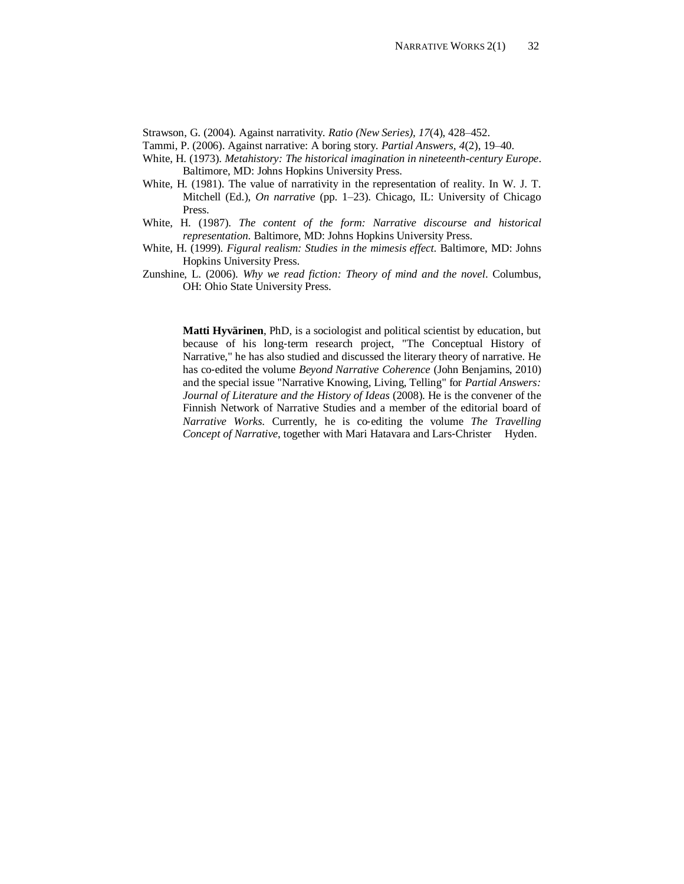Strawson, G. (2004). Against narrativity. *Ratio (New Series)*, *17*(4), 428–452.

Tammi, P. (2006). Against narrative: A boring story. *Partial Answers*, *4*(2), 19–40.

White, H. (1973). *Metahistory: The historical imagination in nineteenth-century Europe*. Baltimore, MD: Johns Hopkins University Press.

White, H. (1981). The value of narrativity in the representation of reality. In W. J. T. Mitchell (Ed.), *On narrative* (pp. 1–23). Chicago, IL: University of Chicago Press.

White, H. (1987). *The content of the form: Narrative discourse and historical representation*. Baltimore, MD: Johns Hopkins University Press.

White, H. (1999). *Figural realism: Studies in the mimesis effect*. Baltimore, MD: Johns Hopkins University Press.

Zunshine, L. (2006). *Why we read fiction: Theory of mind and the novel*. Columbus, OH: Ohio State University Press.

**Matti Hyvärinen**, PhD, is a sociologist and political scientist by education, but because of his long-term research project, "The Conceptual History of Narrative," he has also studied and discussed the literary theory of narrative. He has co-edited the volume *Beyond Narrative Coherence* (John Benjamins, 2010) and the special issue "Narrative Knowing, Living, Telling" for *Partial Answers: Journal of Literature and the History of Ideas* (2008). He is the convener of the Finnish Network of Narrative Studies and a member of the editorial board of *Narrative Works*. Currently, he is co-editing the volume *The Travelling Concept of Narrative*, together with Mari Hatavara and Lars-Christer Hyden.